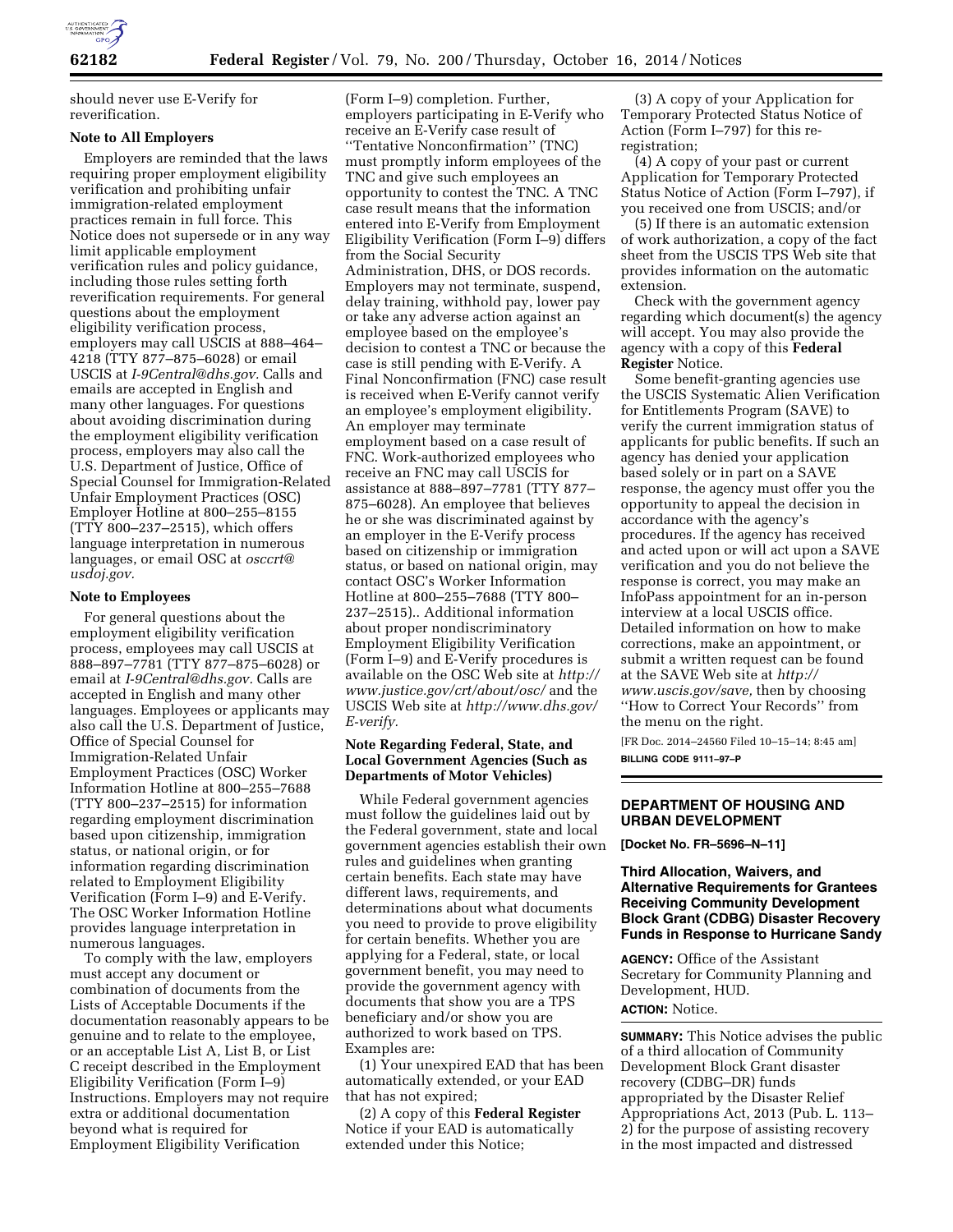should never use E-Verify for reverification.

**Note to All Employers**

Employers are reminded that the laws requiring proper employment eligibility verification and prohibiting unfair immigration-related employment practices remain in full force. This Notice does not supersede or in any way limit applicable employment verification rules and policy guidance, including those rules setting forth reverification requirements. For general questions about the employment eligibility verification process, employers may call USCIS at 888–464–4218 (TTY 877–875–6028) or email USCIS at *I-9Central@dhs.gov.* Calls and emails are accepted in English and many other languages. For questions about avoiding discrimination during the employment eligibility verification process, employers may also call the U.S. Department of Justice, Office of Special Counsel for Immigration-Related Unfair Employment Practices (OSC) Employer Hotline at 800–255–8155 (TTY 800–237–2515), which offers language interpretation in numerous languages, or email OSC at *osccrt@usdoj.gov.*

**Note to Employees**

For general questions about the employment eligibility verification process, employees may call USCIS at 888–897–7781 (TTY 877–875–6028) or email at *I-9Central@dhs.gov.* Calls are accepted in English and many other languages. Employees or applicants may also call the U.S. Department of Justice, Office of Special Counsel for Immigration-Related Unfair Employment Practices (OSC) Worker Information Hotline at 800–255–7688 (TTY 800–237–2515) for information regarding employment discrimination based upon citizenship, immigration status, or national origin, or for information regarding discrimination related to Employment Eligibility Verification (Form I–9) and E-Verify. The OSC Worker Information Hotline provides language interpretation in numerous languages.

To comply with the law, employers must accept any document or combination of documents from the Lists of Acceptable Documents if the documentation reasonably appears to be genuine and to relate to the employee, or an acceptable List A, List B, or List C receipt described in the Employment Eligibility Verification (Form I–9) Instructions. Employers may not require extra or additional documentation beyond what is required for Employment Eligibility Verification (Form I–9) completion. Further, employers participating in E-Verify who receive an E-Verify case result of ''Tentative Nonconfirmation'' (TNC) must promptly inform employees of the TNC and give such employees an opportunity to contest the TNC. A TNC case result means that the information entered into E-Verify from Employment Eligibility Verification (Form I–9) differs from the Social Security Administration, DHS, or DOS records. Employers may not terminate, suspend, delay training, withhold pay, lower pay or take any adverse action against an employee based on the employee's decision to contest a TNC or because the case is still pending with E-Verify. A Final Nonconfirmation (FNC) case result is received when E-Verify cannot verify an employee's employment eligibility. An employer may terminate employment based on a case result of FNC. Work-authorized employees who receive an FNC may call USCIS for assistance at 888–897–7781 (TTY 877–875–6028). An employee that believes he or she was discriminated against by an employer in the E-Verify process based on citizenship or immigration status, or based on national origin, may contact OSC's Worker Information Hotline at 800–255–7688 (TTY 800–237–2515).. Additional information about proper nondiscriminatory Employment Eligibility Verification (Form I–9) and E-Verify procedures is available on the OSC Web site at *http://www.justice.gov/crt/about/osc/* and the USCIS Web site at *http://www.dhs.gov/E-verify.*

**Note Regarding Federal, State, and Local Government Agencies (Such as Departments of Motor Vehicles)**

While Federal government agencies must follow the guidelines laid out by the Federal government, state and local government agencies establish their own rules and guidelines when granting certain benefits. Each state may have different laws, requirements, and determinations about what documents you need to provide to prove eligibility for certain benefits. Whether you are applying for a Federal, state, or local government benefit, you may need to provide the government agency with documents that show you are a TPS beneficiary and/or show you are authorized to work based on TPS. Examples are:

(1) Your unexpired EAD that has been automatically extended, or your EAD that has not expired;

(2) A copy of this **Federal Register** Notice if your EAD is automatically extended under this Notice;

(3) A copy of your Application for Temporary Protected Status Notice of Action (Form I–797) for this re-registration;

(4) A copy of your past or current Application for Temporary Protected Status Notice of Action (Form I–797), if you received one from USCIS; and/or

(5) If there is an automatic extension of work authorization, a copy of the fact sheet from the USCIS TPS Web site that provides information on the automatic extension.

Check with the government agency regarding which document(s) the agency will accept. You may also provide the agency with a copy of this **Federal Register** Notice.

Some benefit-granting agencies use the USCIS Systematic Alien Verification for Entitlements Program (SAVE) to verify the current immigration status of applicants for public benefits. If such an agency has denied your application based solely or in part on a SAVE response, the agency must offer you the opportunity to appeal the decision in accordance with the agency's procedures. If the agency has received and acted upon or will act upon a SAVE verification and you do not believe the response is correct, you may make an InfoPass appointment for an in-person interview at a local USCIS office. Detailed information on how to make corrections, make an appointment, or submit a written request can be found at the SAVE Web site at *http://www.uscis.gov/save,* then by choosing ''How to Correct Your Records'' from the menu on the right.

[FR Doc. 2014–24560 Filed 10–15–14; 8:45 am]

**BILLING CODE 9111–97–P**

## DEPARTMENT OF HOUSING AND URBAN DEVELOPMENT

**[Docket No. FR–5696–N–11]**

### Third Allocation, Waivers, and Alternative Requirements for Grantees Receiving Community Development Block Grant (CDBG) Disaster Recovery Funds in Response to Hurricane Sandy

**AGENCY:** Office of the Assistant Secretary for Community Planning and Development, HUD.

**ACTION:** Notice.

**SUMMARY:** This Notice advises the public of a third allocation of Community Development Block Grant disaster recovery (CDBG–DR) funds appropriated by the Disaster Relief Appropriations Act, 2013 (Pub. L. 113–2) for the purpose of assisting recovery in the most impacted and distressed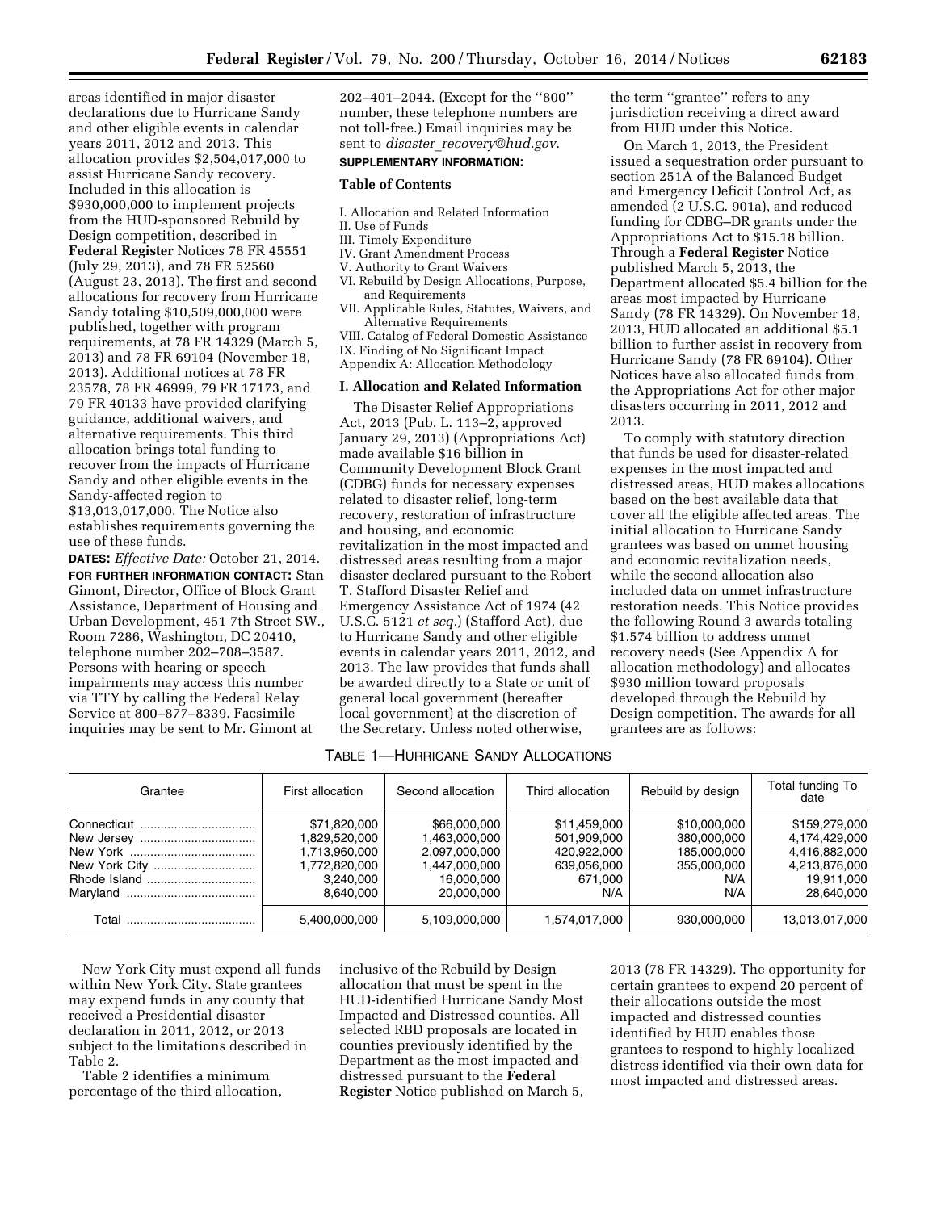areas identified in major disaster declarations due to Hurricane Sandy and other eligible events in calendar years 2011, 2012 and 2013. This allocation provides $2,504,017,000 to assist Hurricane Sandy recovery. Included in this allocation is $930,000,000 to implement projects from the HUD-sponsored Rebuild by Design competition, described in **Federal Register** Notices 78 FR 45551 (July 29, 2013), and 78 FR 52560 (August 23, 2013). The first and second allocations for recovery from Hurricane Sandy totaling $10,509,000,000 were published, together with program requirements, at 78 FR 14329 (March 5, 2013) and 78 FR 69104 (November 18, 2013). Additional notices at 78 FR 23578, 78 FR 46999, 79 FR 17173, and 79 FR 40133 have provided clarifying guidance, additional waivers, and alternative requirements. This third allocation brings total funding to recover from the impacts of Hurricane Sandy and other eligible events in the Sandy-affected region to $13,013,017,000. The Notice also establishes requirements governing the use of these funds.

**DATES:** *Effective Date:* October 21, 2014.

**FOR FURTHER INFORMATION CONTACT:** Stan Gimont, Director, Office of Block Grant Assistance, Department of Housing and Urban Development, 451 7th Street SW., Room 7286, Washington, DC 20410, telephone number 202–708–3587. Persons with hearing or speech impairments may access this number via TTY by calling the Federal Relay Service at 800–877–8339. Facsimile inquiries may be sent to Mr. Gimont at 202–401–2044. (Except for the "800" number, these telephone numbers are not toll-free.) Email inquiries may be sent to *disaster_recovery@hud.gov.*

**SUPPLEMENTARY INFORMATION:**

**Table of Contents**

I. Allocation and Related Information
II. Use of Funds
III. Timely Expenditure
IV. Grant Amendment Process
V. Authority to Grant Waivers
VI. Rebuild by Design Allocations, Purpose, and Requirements
VII. Applicable Rules, Statutes, Waivers, and Alternative Requirements
VIII. Catalog of Federal Domestic Assistance
IX. Finding of No Significant Impact
Appendix A: Allocation Methodology

## I. Allocation and Related Information

The Disaster Relief Appropriations Act, 2013 (Pub. L. 113–2, approved January 29, 2013) (Appropriations Act) made available $16 billion in Community Development Block Grant (CDBG) funds for necessary expenses related to disaster relief, long-term recovery, restoration of infrastructure and housing, and economic revitalization in the most impacted and distressed areas resulting from a major disaster declared pursuant to the Robert T. Stafford Disaster Relief and Emergency Assistance Act of 1974 (42 U.S.C. 5121 *et seq.*) (Stafford Act), due to Hurricane Sandy and other eligible events in calendar years 2011, 2012, and 2013. The law provides that funds shall be awarded directly to a State or unit of general local government (hereafter local government) at the discretion of the Secretary. Unless noted otherwise, the term "grantee" refers to any jurisdiction receiving a direct award from HUD under this Notice.

On March 1, 2013, the President issued a sequestration order pursuant to section 251A of the Balanced Budget and Emergency Deficit Control Act, as amended (2 U.S.C. 901a), and reduced funding for CDBG–DR grants under the Appropriations Act to $15.18 billion. Through a **Federal Register** Notice published March 5, 2013, the Department allocated $5.4 billion for the areas most impacted by Hurricane Sandy (78 FR 14329). On November 18, 2013, HUD allocated an additional $5.1 billion to further assist in recovery from Hurricane Sandy (78 FR 69104). Other Notices have also allocated funds from the Appropriations Act for other major disasters occurring in 2011, 2012 and 2013.

To comply with statutory direction that funds be used for disaster-related expenses in the most impacted and distressed areas, HUD makes allocations based on the best available data that cover all the eligible affected areas. The initial allocation to Hurricane Sandy grantees was based on unmet housing and economic revitalization needs, while the second allocation also included data on unmet infrastructure restoration needs. This Notice provides the following Round 3 awards totaling $1.574 billion to address unmet recovery needs (See Appendix A for allocation methodology) and allocates $930 million toward proposals developed through the Rebuild by Design competition. The awards for all grantees are as follows:

TABLE 1—HURRICANE SANDY ALLOCATIONS

| Grantee | First allocation | Second allocation | Third allocation | Rebuild by design | Total funding To date |
|---|---|---|---|---|---|
| Connecticut | $71,820,000 | $66,000,000 | $11,459,000 | $10,000,000 | $159,279,000 |
| New Jersey | 1,829,520,000 | 1,463,000,000 | 501,909,000 | 380,000,000 | 4,174,429,000 |
| New York | 1,713,960,000 | 2,097,000,000 | 420,922,000 | 185,000,000 | 4,416,882,000 |
| New York City | 1,772,820,000 | 1,447,000,000 | 639,056,000 | 355,000,000 | 4,213,876,000 |
| Rhode Island | 3,240,000 | 16,000,000 | 671,000 | N/A | 19,911,000 |
| Maryland | 8,640,000 | 20,000,000 | N/A | N/A | 28,640,000 |
| Total | 5,400,000,000 | 5,109,000,000 | 1,574,017,000 | 930,000,000 | 13,013,017,000 |

New York City must expend all funds within New York City. State grantees may expend funds in any county that received a Presidential disaster declaration in 2011, 2012, or 2013 subject to the limitations described in Table 2.

Table 2 identifies a minimum percentage of the third allocation, inclusive of the Rebuild by Design allocation that must be spent in the HUD-identified Hurricane Sandy Most Impacted and Distressed counties. All selected RBD proposals are located in counties previously identified by the Department as the most impacted and distressed pursuant to the **Federal Register** Notice published on March 5, 2013 (78 FR 14329). The opportunity for certain grantees to expend 20 percent of their allocations outside the most impacted and distressed counties identified by HUD enables those grantees to respond to highly localized distress identified via their own data for most impacted and distressed areas.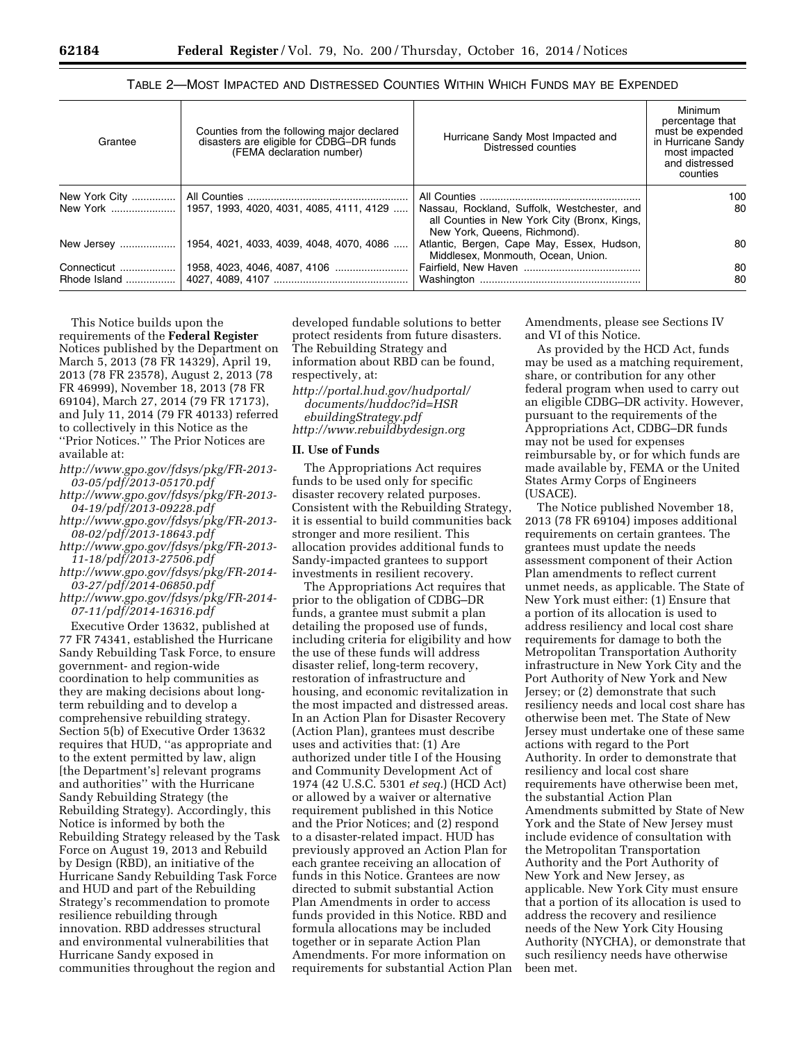TABLE 2—MOST IMPACTED AND DISTRESSED COUNTIES WITHIN WHICH FUNDS MAY BE EXPENDED

| Grantee | Counties from the following major declared disasters are eligible for CDBG–DR funds (FEMA declaration number) | Hurricane Sandy Most Impacted and Distressed counties | Minimum percentage that must be expended in Hurricane Sandy most impacted and distressed counties |
|---|---|---|---|
| New York City | All Counties | All Counties | 100 |
| New York | 1957, 1993, 4020, 4031, 4085, 4111, 4129 | Nassau, Rockland, Suffolk, Westchester, and all Counties in New York City (Bronx, Kings, New York, Queens, Richmond). | 80 |
| New Jersey | 1954, 4021, 4033, 4039, 4048, 4070, 4086 | Atlantic, Bergen, Cape May, Essex, Hudson, Middlesex, Monmouth, Ocean, Union. | 80 |
| Connecticut | 1958, 4023, 4046, 4087, 4106 | Fairfield, New Haven | 80 |
| Rhode Island | 4027, 4089, 4107 | Washington | 80 |

This Notice builds upon the requirements of the **Federal Register** Notices published by the Department on March 5, 2013 (78 FR 14329), April 19, 2013 (78 FR 23578), August 2, 2013 (78 FR 46999), November 18, 2013 (78 FR 69104), March 27, 2014 (79 FR 17173), and July 11, 2014 (79 FR 40133) referred to collectively in this Notice as the ''Prior Notices.'' The Prior Notices are available at:

*http://www.gpo.gov/fdsys/pkg/FR-2013-03-05/pdf/2013-05170.pdf*
*http://www.gpo.gov/fdsys/pkg/FR-2013-04-19/pdf/2013-09228.pdf*
*http://www.gpo.gov/fdsys/pkg/FR-2013-08-02/pdf/2013-18643.pdf*
*http://www.gpo.gov/fdsys/pkg/FR-2013-11-18/pdf/2013-27506.pdf*
*http://www.gpo.gov/fdsys/pkg/FR-2014-03-27/pdf/2014-06850.pdf*
*http://www.gpo.gov/fdsys/pkg/FR-2014-07-11/pdf/2014-16316.pdf*

Executive Order 13632, published at 77 FR 74341, established the Hurricane Sandy Rebuilding Task Force, to ensure government- and region-wide coordination to help communities as they are making decisions about long-term rebuilding and to develop a comprehensive rebuilding strategy. Section 5(b) of Executive Order 13632 requires that HUD, ''as appropriate and to the extent permitted by law, align [the Department's] relevant programs and authorities'' with the Hurricane Sandy Rebuilding Strategy (the Rebuilding Strategy). Accordingly, this Notice is informed by both the Rebuilding Strategy released by the Task Force on August 19, 2013 and Rebuild by Design (RBD), an initiative of the Hurricane Sandy Rebuilding Task Force and HUD and part of the Rebuilding Strategy's recommendation to promote resilience rebuilding through innovation. RBD addresses structural and environmental vulnerabilities that Hurricane Sandy exposed in communities throughout the region and developed fundable solutions to better protect residents from future disasters. The Rebuilding Strategy and information about RBD can be found, respectively, at:

*http://portal.hud.gov/hudportal/documents/huddoc?id=HSRebuildingStrategy.pdf*
*http://www.rebuildbydesign.org*

## II. Use of Funds

The Appropriations Act requires funds to be used only for specific disaster recovery related purposes. Consistent with the Rebuilding Strategy, it is essential to build communities back stronger and more resilient. This allocation provides additional funds to Sandy-impacted grantees to support investments in resilient recovery.

The Appropriations Act requires that prior to the obligation of CDBG–DR funds, a grantee must submit a plan detailing the proposed use of funds, including criteria for eligibility and how the use of these funds will address disaster relief, long-term recovery, restoration of infrastructure and housing, and economic revitalization in the most impacted and distressed areas. In an Action Plan for Disaster Recovery (Action Plan), grantees must describe uses and activities that: (1) Are authorized under title I of the Housing and Community Development Act of 1974 (42 U.S.C. 5301 *et seq.*) (HCD Act) or allowed by a waiver or alternative requirement published in this Notice and the Prior Notices; and (2) respond to a disaster-related impact. HUD has previously approved an Action Plan for each grantee receiving an allocation of funds in this Notice. Grantees are now directed to submit substantial Action Plan Amendments in order to access funds provided in this Notice. RBD and formula allocations may be included together or in separate Action Plan Amendments. For more information on requirements for substantial Action Plan Amendments, please see Sections IV and VI of this Notice.

As provided by the HCD Act, funds may be used as a matching requirement, share, or contribution for any other federal program when used to carry out an eligible CDBG–DR activity. However, pursuant to the requirements of the Appropriations Act, CDBG–DR funds may not be used for expenses reimbursable by, or for which funds are made available by, FEMA or the United States Army Corps of Engineers (USACE).

The Notice published November 18, 2013 (78 FR 69104) imposes additional requirements on certain grantees. The grantees must update the needs assessment component of their Action Plan amendments to reflect current unmet needs, as applicable. The State of New York must either: (1) Ensure that a portion of its allocation is used to address resiliency and local cost share requirements for damage to both the Metropolitan Transportation Authority infrastructure in New York City and the Port Authority of New York and New Jersey; or (2) demonstrate that such resiliency needs and local cost share has otherwise been met. The State of New Jersey must undertake one of these same actions with regard to the Port Authority. In order to demonstrate that resiliency and local cost share requirements have otherwise been met, the substantial Action Plan Amendments submitted by State of New York and the State of New Jersey must include evidence of consultation with the Metropolitan Transportation Authority and the Port Authority of New York and New Jersey, as applicable. New York City must ensure that a portion of its allocation is used to address the recovery and resilience needs of the New York City Housing Authority (NYCHA), or demonstrate that such resiliency needs have otherwise been met.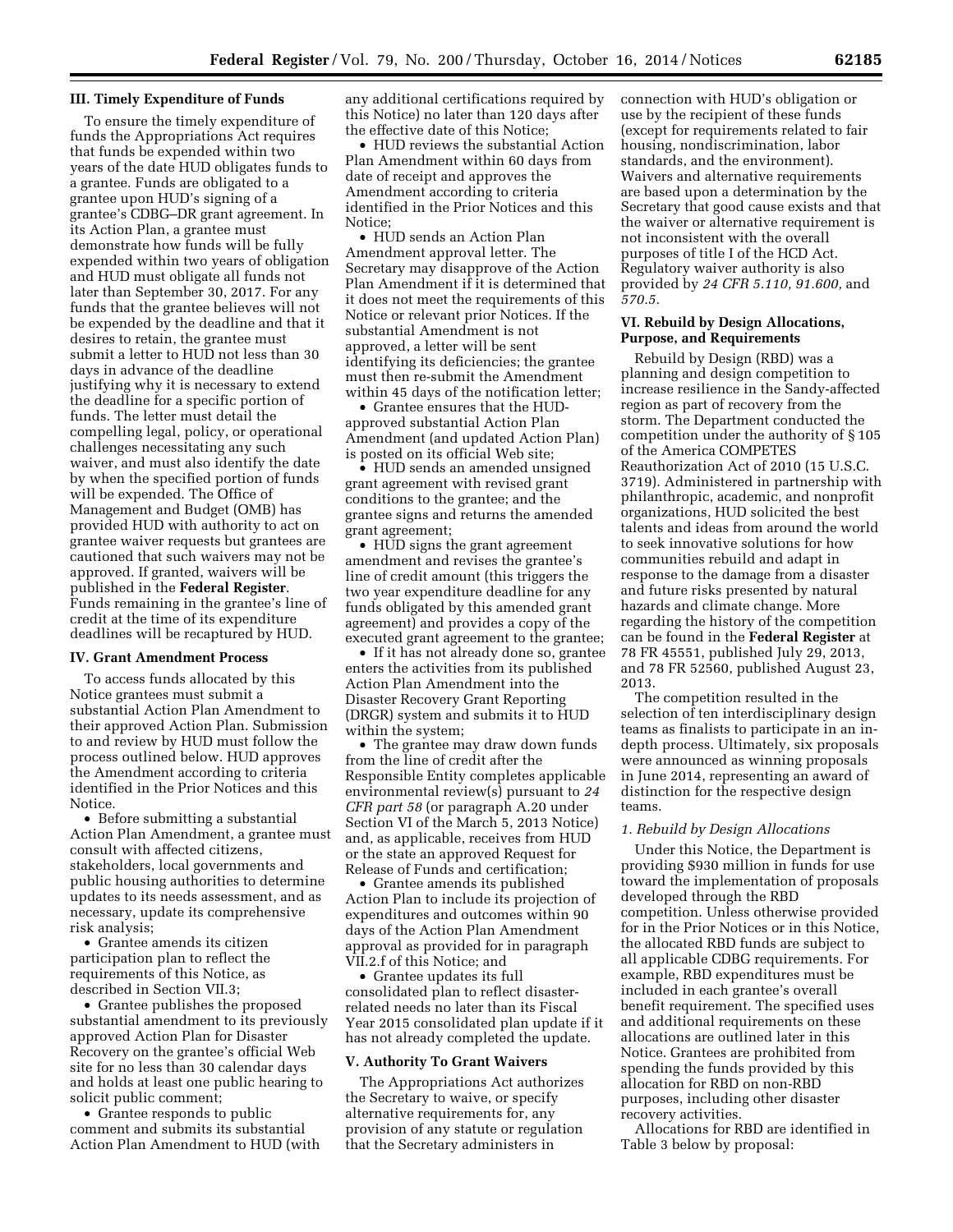### III. Timely Expenditure of Funds

To ensure the timely expenditure of funds the Appropriations Act requires that funds be expended within two years of the date HUD obligates funds to a grantee. Funds are obligated to a grantee upon HUD's signing of a grantee's CDBG–DR grant agreement. In its Action Plan, a grantee must demonstrate how funds will be fully expended within two years of obligation and HUD must obligate all funds not later than September 30, 2017. For any funds that the grantee believes will not be expended by the deadline and that it desires to retain, the grantee must submit a letter to HUD not less than 30 days in advance of the deadline justifying why it is necessary to extend the deadline for a specific portion of funds. The letter must detail the compelling legal, policy, or operational challenges necessitating any such waiver, and must also identify the date by when the specified portion of funds will be expended. The Office of Management and Budget (OMB) has provided HUD with authority to act on grantee waiver requests but grantees are cautioned that such waivers may not be approved. If granted, waivers will be published in the **Federal Register**. Funds remaining in the grantee's line of credit at the time of its expenditure deadlines will be recaptured by HUD.

### IV. Grant Amendment Process

To access funds allocated by this Notice grantees must submit a substantial Action Plan Amendment to their approved Action Plan. Submission to and review by HUD must follow the process outlined below. HUD approves the Amendment according to criteria identified in the Prior Notices and this Notice.

- Before submitting a substantial Action Plan Amendment, a grantee must consult with affected citizens, stakeholders, local governments and public housing authorities to determine updates to its needs assessment, and as necessary, update its comprehensive risk analysis;
- Grantee amends its citizen participation plan to reflect the requirements of this Notice, as described in Section VII.3;
- Grantee publishes the proposed substantial amendment to its previously approved Action Plan for Disaster Recovery on the grantee's official Web site for no less than 30 calendar days and holds at least one public hearing to solicit public comment;
- Grantee responds to public comment and submits its substantial Action Plan Amendment to HUD (with any additional certifications required by this Notice) no later than 120 days after the effective date of this Notice;
- HUD reviews the substantial Action Plan Amendment within 60 days from date of receipt and approves the Amendment according to criteria identified in the Prior Notices and this Notice;
- HUD sends an Action Plan Amendment approval letter. The Secretary may disapprove of the Action Plan Amendment if it is determined that it does not meet the requirements of this Notice or relevant prior Notices. If the substantial Amendment is not approved, a letter will be sent identifying its deficiencies; the grantee must then re-submit the Amendment within 45 days of the notification letter;
- Grantee ensures that the HUD-approved substantial Action Plan Amendment (and updated Action Plan) is posted on its official Web site;
- HUD sends an amended unsigned grant agreement with revised grant conditions to the grantee; and the grantee signs and returns the amended grant agreement;
- HUD signs the grant agreement amendment and revises the grantee's line of credit amount (this triggers the two year expenditure deadline for any funds obligated by this amended grant agreement) and provides a copy of the executed grant agreement to the grantee;
- If it has not already done so, grantee enters the activities from its published Action Plan Amendment into the Disaster Recovery Grant Reporting (DRGR) system and submits it to HUD within the system;
- The grantee may draw down funds from the line of credit after the Responsible Entity completes applicable environmental review(s) pursuant to *24 CFR part 58* (or paragraph A.20 under Section VI of the March 5, 2013 Notice) and, as applicable, receives from HUD or the state an approved Request for Release of Funds and certification;
- Grantee amends its published Action Plan to include its projection of expenditures and outcomes within 90 days of the Action Plan Amendment approval as provided for in paragraph VII.2.f of this Notice; and
- Grantee updates its full consolidated plan to reflect disaster-related needs no later than its Fiscal Year 2015 consolidated plan update if it has not already completed the update.

### V. Authority To Grant Waivers

The Appropriations Act authorizes the Secretary to waive, or specify alternative requirements for, any provision of any statute or regulation that the Secretary administers in connection with HUD's obligation or use by the recipient of these funds (except for requirements related to fair housing, nondiscrimination, labor standards, and the environment). Waivers and alternative requirements are based upon a determination by the Secretary that good cause exists and that the waiver or alternative requirement is not inconsistent with the overall purposes of title I of the HCD Act. Regulatory waiver authority is also provided by *24 CFR 5.110, 91.600,* and *570.5*.

### VI. Rebuild by Design Allocations, Purpose, and Requirements

Rebuild by Design (RBD) was a planning and design competition to increase resilience in the Sandy-affected region as part of recovery from the storm. The Department conducted the competition under the authority of § 105 of the America COMPETES Reauthorization Act of 2010 (15 U.S.C. 3719). Administered in partnership with philanthropic, academic, and nonprofit organizations, HUD solicited the best talents and ideas from around the world to seek innovative solutions for how communities rebuild and adapt in response to the damage from a disaster and future risks presented by natural hazards and climate change. More regarding the history of the competition can be found in the **Federal Register** at 78 FR 45551, published July 29, 2013, and 78 FR 52560, published August 23, 2013.

The competition resulted in the selection of ten interdisciplinary design teams as finalists to participate in an in-depth process. Ultimately, six proposals were announced as winning proposals in June 2014, representing an award of distinction for the respective design teams.

#### *1. Rebuild by Design Allocations*

Under this Notice, the Department is providing $930 million in funds for use toward the implementation of proposals developed through the RBD competition. Unless otherwise provided for in the Prior Notices or in this Notice, the allocated RBD funds are subject to all applicable CDBG requirements. For example, RBD expenditures must be included in each grantee's overall benefit requirement. The specified uses and additional requirements on these allocations are outlined later in this Notice. Grantees are prohibited from spending the funds provided by this allocation for RBD on non-RBD purposes, including other disaster recovery activities.

Allocations for RBD are identified in Table 3 below by proposal: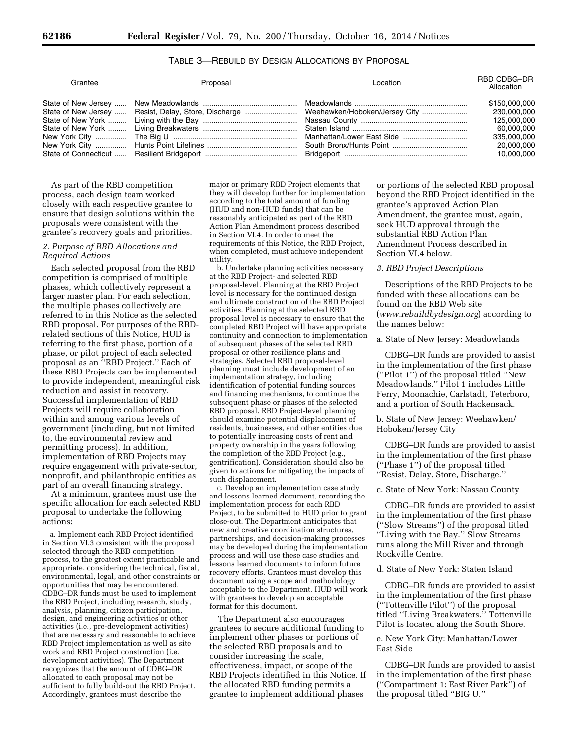TABLE 3—REBUILD BY DESIGN ALLOCATIONS BY PROPOSAL

| Grantee | Proposal | Location | RBD CDBG–DR Allocation |
| --- | --- | --- | --- |
| State of New Jersey | New Meadowlands | Meadowlands | $150,000,000 |
| State of New Jersey | Resist, Delay, Store, Discharge | Weehawken/Hoboken/Jersey City | 230,000,000 |
| State of New York | Living with the Bay | Nassau County | 125,000,000 |
| State of New York | Living Breakwaters | Staten Island | 60,000,000 |
| New York City | The Big U | Manhattan/Lower East Side | 335,000,000 |
| New York City | Hunts Point Lifelines | South Bronx/Hunts Point | 20,000,000 |
| State of Connecticut | Resilient Bridgeport | Bridgeport | 10,000,000 |

As part of the RBD competition process, each design team worked closely with each respective grantee to ensure that design solutions within the proposals were consistent with the grantee's recovery goals and priorities.

### *2. Purpose of RBD Allocations and Required Actions*

Each selected proposal from the RBD competition is comprised of multiple phases, which collectively represent a larger master plan. For each selection, the multiple phases collectively are referred to in this Notice as the selected RBD proposal. For purposes of the RBD-related sections of this Notice, HUD is referring to the first phase, portion of a phase, or pilot project of each selected proposal as an ''RBD Project.'' Each of these RBD Projects can be implemented to provide independent, meaningful risk reduction and assist in recovery. Successful implementation of RBD Projects will require collaboration within and among various levels of government (including, but not limited to, the environmental review and permitting process). In addition, implementation of RBD Projects may require engagement with private-sector, nonprofit, and philanthropic entities as part of an overall financing strategy.

At a minimum, grantees must use the specific allocation for each selected RBD proposal to undertake the following actions:

a. Implement each RBD Project identified in Section VI.3 consistent with the proposal selected through the RBD competition process, to the greatest extent practicable and appropriate, considering the technical, fiscal, environmental, legal, and other constraints or opportunities that may be encountered. CDBG–DR funds must be used to implement the RBD Project, including research, study, analysis, planning, citizen participation, design, and engineering activities or other activities (i.e., pre-development activities) that are necessary and reasonable to achieve RBD Project implementation as well as site work and RBD Project construction (i.e. development activities). The Department recognizes that the amount of CDBG–DR allocated to each proposal may not be sufficient to fully build-out the RBD Project. Accordingly, grantees must describe the major or primary RBD Project elements that they will develop further for implementation according to the total amount of funding (HUD and non-HUD funds) that can be reasonably anticipated as part of the RBD Action Plan Amendment process described in Section VI.4. In order to meet the requirements of this Notice, the RBD Project, when completed, must achieve independent utility.

b. Undertake planning activities necessary at the RBD Project- and selected RBD proposal-level. Planning at the RBD Project level is necessary for the continued design and ultimate construction of the RBD Project activities. Planning at the selected RBD proposal level is necessary to ensure that the completed RBD Project will have appropriate continuity and connection to implementation of subsequent phases of the selected RBD proposal or other resilience plans and strategies. Selected RBD proposal-level planning must include development of an implementation strategy, including identification of potential funding sources and financing mechanisms, to continue the subsequent phase or phases of the selected RBD proposal. RBD Project-level planning should examine potential displacement of residents, businesses, and other entities due to potentially increasing costs of rent and property ownership in the years following the completion of the RBD Project (e.g., gentrification). Consideration should also be given to actions for mitigating the impacts of such displacement.

c. Develop an implementation case study and lessons learned document, recording the implementation process for each RBD Project, to be submitted to HUD prior to grant close-out. The Department anticipates that new and creative coordination structures, partnerships, and decision-making processes may be developed during the implementation process and will use these case studies and lessons learned documents to inform future recovery efforts. Grantees must develop this document using a scope and methodology acceptable to the Department. HUD will work with grantees to develop an acceptable format for this document.

The Department also encourages grantees to secure additional funding to implement other phases or portions of the selected RBD proposals and to consider increasing the scale, effectiveness, impact, or scope of the RBD Projects identified in this Notice. If the allocated RBD funding permits a grantee to implement additional phases or portions of the selected RBD proposal beyond the RBD Project identified in the grantee's approved Action Plan Amendment, the grantee must, again, seek HUD approval through the substantial RBD Action Plan Amendment Process described in Section VI.4 below.

### *3. RBD Project Descriptions*

Descriptions of the RBD Projects to be funded with these allocations can be found on the RBD Web site (*www.rebuildbydesign.org*) according to the names below:

a. State of New Jersey: Meadowlands

CDBG–DR funds are provided to assist in the implementation of the first phase (''Pilot 1'') of the proposal titled ''New Meadowlands.'' Pilot 1 includes Little Ferry, Moonachie, Carlstadt, Teterboro, and a portion of South Hackensack.

b. State of New Jersey: Weehawken/Hoboken/Jersey City

CDBG–DR funds are provided to assist in the implementation of the first phase (''Phase 1'') of the proposal titled ''Resist, Delay, Store, Discharge.''

c. State of New York: Nassau County

CDBG–DR funds are provided to assist in the implementation of the first phase (''Slow Streams'') of the proposal titled ''Living with the Bay.'' Slow Streams runs along the Mill River and through Rockville Centre.

d. State of New York: Staten Island

CDBG–DR funds are provided to assist in the implementation of the first phase (''Tottenville Pilot'') of the proposal titled ''Living Breakwaters.'' Tottenville Pilot is located along the South Shore.

e. New York City: Manhattan/Lower East Side

CDBG–DR funds are provided to assist in the implementation of the first phase (''Compartment 1: East River Park'') of the proposal titled ''BIG U.''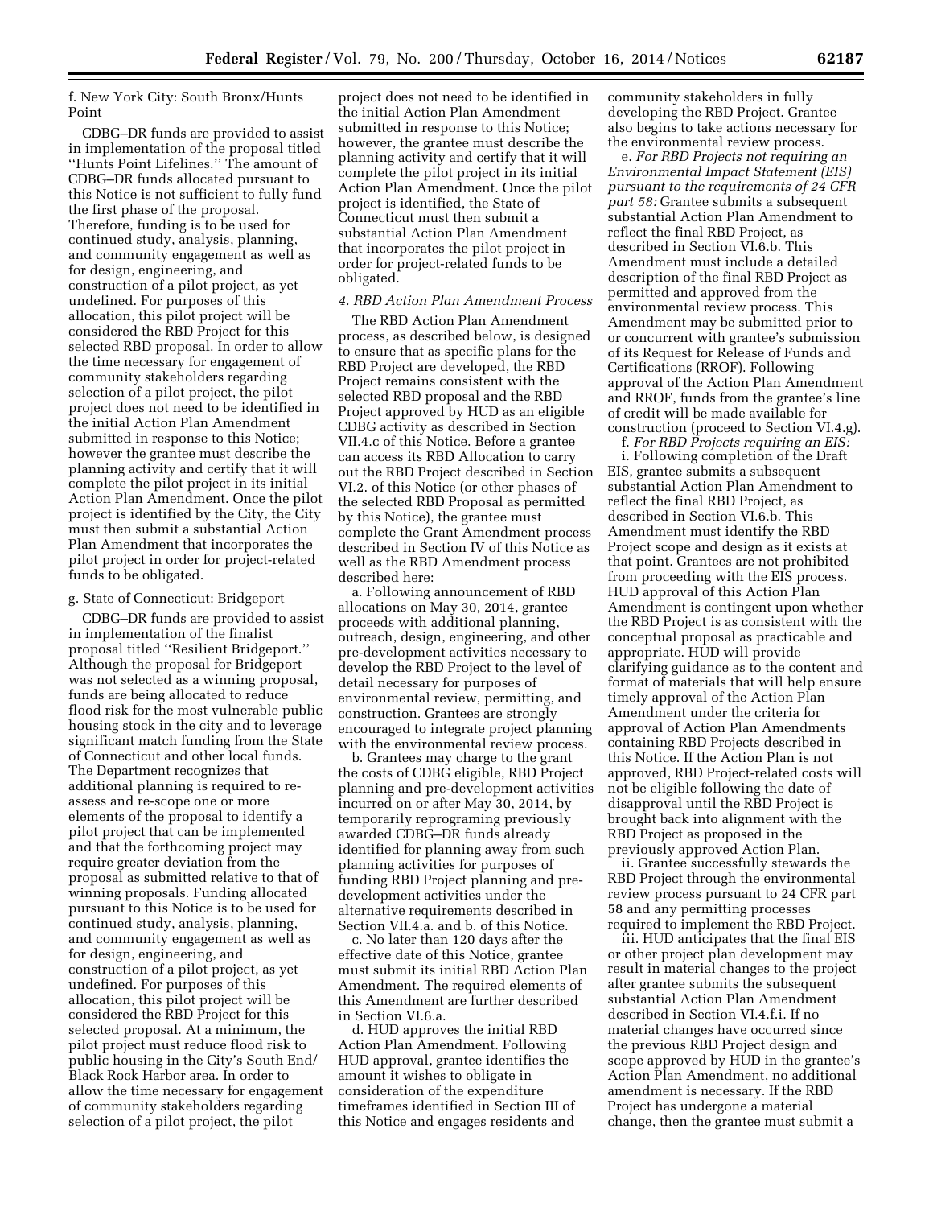f. New York City: South Bronx/Hunts Point

CDBG–DR funds are provided to assist in implementation of the proposal titled ''Hunts Point Lifelines.'' The amount of CDBG–DR funds allocated pursuant to this Notice is not sufficient to fully fund the first phase of the proposal. Therefore, funding is to be used for continued study, analysis, planning, and community engagement as well as for design, engineering, and construction of a pilot project, as yet undefined. For purposes of this allocation, this pilot project will be considered the RBD Project for this selected RBD proposal. In order to allow the time necessary for engagement of community stakeholders regarding selection of a pilot project, the pilot project does not need to be identified in the initial Action Plan Amendment submitted in response to this Notice; however the grantee must describe the planning activity and certify that it will complete the pilot project in its initial Action Plan Amendment. Once the pilot project is identified by the City, the City must then submit a substantial Action Plan Amendment that incorporates the pilot project in order for project-related funds to be obligated.

g. State of Connecticut: Bridgeport

CDBG–DR funds are provided to assist in implementation of the finalist proposal titled ''Resilient Bridgeport.'' Although the proposal for Bridgeport was not selected as a winning proposal, funds are being allocated to reduce flood risk for the most vulnerable public housing stock in the city and to leverage significant match funding from the State of Connecticut and other local funds. The Department recognizes that additional planning is required to re-assess and re-scope one or more elements of the proposal to identify a pilot project that can be implemented and that the forthcoming project may require greater deviation from the proposal as submitted relative to that of winning proposals. Funding allocated pursuant to this Notice is to be used for continued study, analysis, planning, and community engagement as well as for design, engineering, and construction of a pilot project, as yet undefined. For purposes of this allocation, this pilot project will be considered the RBD Project for this selected proposal. At a minimum, the pilot project must reduce flood risk to public housing in the City's South End/Black Rock Harbor area. In order to allow the time necessary for engagement of community stakeholders regarding selection of a pilot project, the pilot project does not need to be identified in the initial Action Plan Amendment submitted in response to this Notice; however, the grantee must describe the planning activity and certify that it will complete the pilot project in its initial Action Plan Amendment. Once the pilot project is identified, the State of Connecticut must then submit a substantial Action Plan Amendment that incorporates the pilot project in order for project-related funds to be obligated.

*4. RBD Action Plan Amendment Process*

The RBD Action Plan Amendment process, as described below, is designed to ensure that as specific plans for the RBD Project are developed, the RBD Project remains consistent with the selected RBD proposal and the RBD Project approved by HUD as an eligible CDBG activity as described in Section VII.4.c of this Notice. Before a grantee can access its RBD Allocation to carry out the RBD Project described in Section VI.2. of this Notice (or other phases of the selected RBD Proposal as permitted by this Notice), the grantee must complete the Grant Amendment process described in Section IV of this Notice as well as the RBD Amendment process described here:

a. Following announcement of RBD allocations on May 30, 2014, grantee proceeds with additional planning, outreach, design, engineering, and other pre-development activities necessary to develop the RBD Project to the level of detail necessary for purposes of environmental review, permitting, and construction. Grantees are strongly encouraged to integrate project planning with the environmental review process.

b. Grantees may charge to the grant the costs of CDBG eligible, RBD Project planning and pre-development activities incurred on or after May 30, 2014, by temporarily reprogramming previously awarded CDBG–DR funds already identified for planning away from such planning activities for purposes of funding RBD Project planning and pre-development activities under the alternative requirements described in Section VII.4.a. and b. of this Notice.

c. No later than 120 days after the effective date of this Notice, grantee must submit its initial RBD Action Plan Amendment. The required elements of this Amendment are further described in Section VI.6.a.

d. HUD approves the initial RBD Action Plan Amendment. Following HUD approval, grantee identifies the amount it wishes to obligate in consideration of the expenditure timeframes identified in Section III of this Notice and engages residents and community stakeholders in fully developing the RBD Project. Grantee also begins to take actions necessary for the environmental review process.

e. *For RBD Projects not requiring an Environmental Impact Statement (EIS) pursuant to the requirements of 24 CFR part 58:* Grantee submits a subsequent substantial Action Plan Amendment to reflect the final RBD Project, as described in Section VI.6.b. This Amendment must include a detailed description of the final RBD Project as permitted and approved from the environmental review process. This Amendment may be submitted prior to or concurrent with grantee's submission of its Request for Release of Funds and Certifications (RROF). Following approval of the Action Plan Amendment and RROF, funds from the grantee's line of credit will be made available for construction (proceed to Section VI.4.g).

f. *For RBD Projects requiring an EIS:*

i. Following completion of the Draft EIS, grantee submits a subsequent substantial Action Plan Amendment to reflect the final RBD Project, as described in Section VI.6.b. This Amendment must identify the RBD Project scope and design as it exists at that point. Grantees are not prohibited from proceeding with the EIS process. HUD approval of this Action Plan Amendment is contingent upon whether the RBD Project is as consistent with the conceptual proposal as practicable and appropriate. HUD will provide clarifying guidance as to the content and format of materials that will help ensure timely approval of the Action Plan Amendment under the criteria for approval of Action Plan Amendments containing RBD Projects described in this Notice. If the Action Plan is not approved, RBD Project-related costs will not be eligible following the date of disapproval until the RBD Project is brought back into alignment with the RBD Project as proposed in the previously approved Action Plan.

ii. Grantee successfully stewards the RBD Project through the environmental review process pursuant to 24 CFR part 58 and any permitting processes required to implement the RBD Project.

iii. HUD anticipates that the final EIS or other project plan development may result in material changes to the project after grantee submits the subsequent substantial Action Plan Amendment described in Section VI.4.f.i. If no material changes have occurred since the previous RBD Project design and scope approved by HUD in the grantee's Action Plan Amendment, no additional amendment is necessary. If the RBD Project has undergone a material change, then the grantee must submit a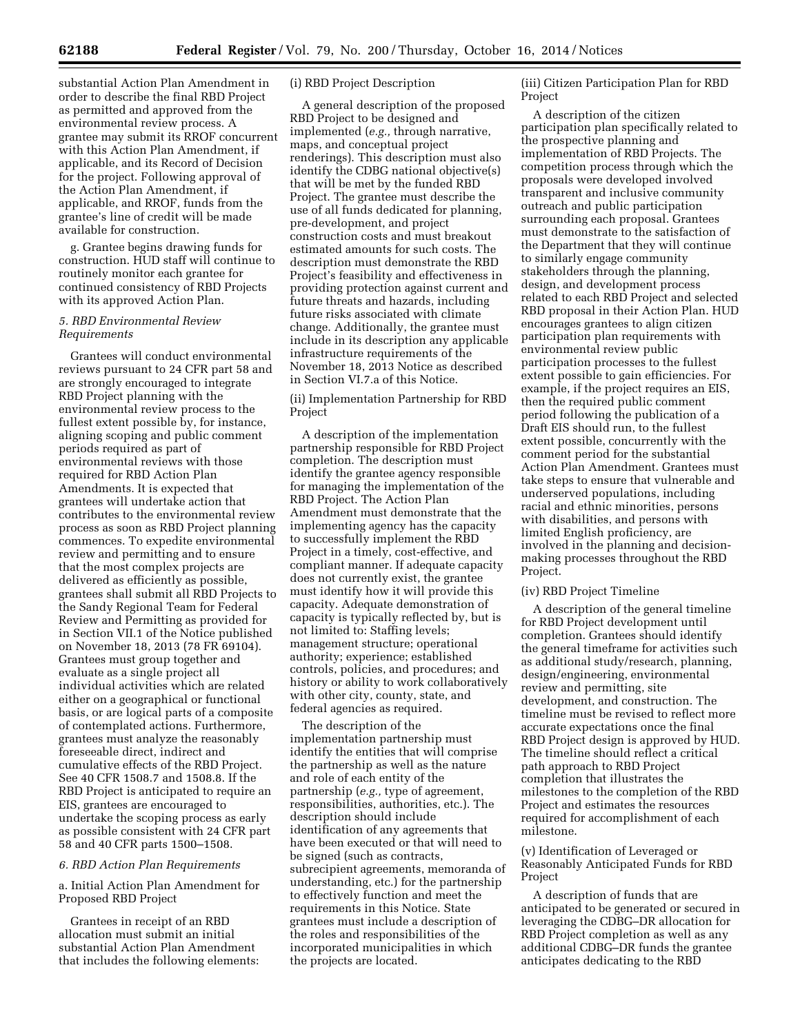substantial Action Plan Amendment in order to describe the final RBD Project as permitted and approved from the environmental review process. A grantee may submit its RROF concurrent with this Action Plan Amendment, if applicable, and its Record of Decision for the project. Following approval of the Action Plan Amendment, if applicable, and RROF, funds from the grantee's line of credit will be made available for construction.

g. Grantee begins drawing funds for construction. HUD staff will continue to routinely monitor each grantee for continued consistency of RBD Projects with its approved Action Plan.

### *5. RBD Environmental Review Requirements*

Grantees will conduct environmental reviews pursuant to 24 CFR part 58 and are strongly encouraged to integrate RBD Project planning with the environmental review process to the fullest extent possible by, for instance, aligning scoping and public comment periods required as part of environmental reviews with those required for RBD Action Plan Amendments. It is expected that grantees will undertake action that contributes to the environmental review process as soon as RBD Project planning commences. To expedite environmental review and permitting and to ensure that the most complex projects are delivered as efficiently as possible, grantees shall submit all RBD Projects to the Sandy Regional Team for Federal Review and Permitting as provided for in Section VII.1 of the Notice published on November 18, 2013 (78 FR 69104). Grantees must group together and evaluate as a single project all individual activities which are related either on a geographical or functional basis, or are logical parts of a composite of contemplated actions. Furthermore, grantees must analyze the reasonably foreseeable direct, indirect and cumulative effects of the RBD Project. See 40 CFR 1508.7 and 1508.8. If the RBD Project is anticipated to require an EIS, grantees are encouraged to undertake the scoping process as early as possible consistent with 24 CFR part 58 and 40 CFR parts 1500–1508.

### *6. RBD Action Plan Requirements*

a. Initial Action Plan Amendment for Proposed RBD Project

Grantees in receipt of an RBD allocation must submit an initial substantial Action Plan Amendment that includes the following elements:

(i) RBD Project Description

A general description of the proposed RBD Project to be designed and implemented (*e.g.,* through narrative, maps, and conceptual project renderings). This description must also identify the CDBG national objective(s) that will be met by the funded RBD Project. The grantee must describe the use of all funds dedicated for planning, pre-development, and project construction costs and must breakout estimated amounts for such costs. The description must demonstrate the RBD Project's feasibility and effectiveness in providing protection against current and future threats and hazards, including future risks associated with climate change. Additionally, the grantee must include in its description any applicable infrastructure requirements of the November 18, 2013 Notice as described in Section VI.7.a of this Notice.

(ii) Implementation Partnership for RBD Project

A description of the implementation partnership responsible for RBD Project completion. The description must identify the grantee agency responsible for managing the implementation of the RBD Project. The Action Plan Amendment must demonstrate that the implementing agency has the capacity to successfully implement the RBD Project in a timely, cost-effective, and compliant manner. If adequate capacity does not currently exist, the grantee must identify how it will provide this capacity. Adequate demonstration of capacity is typically reflected by, but is not limited to: Staffing levels; management structure; operational authority; experience; established controls, policies, and procedures; and history or ability to work collaboratively with other city, county, state, and federal agencies as required.

The description of the implementation partnership must identify the entities that will comprise the partnership as well as the nature and role of each entity of the partnership (*e.g.,* type of agreement, responsibilities, authorities, etc.). The description should include identification of any agreements that have been executed or that will need to be signed (such as contracts, subrecipient agreements, memoranda of understanding, etc.) for the partnership to effectively function and meet the requirements in this Notice. State grantees must include a description of the roles and responsibilities of the incorporated municipalities in which the projects are located.

(iii) Citizen Participation Plan for RBD Project

A description of the citizen participation plan specifically related to the prospective planning and implementation of RBD Projects. The competition process through which the proposals were developed involved transparent and inclusive community outreach and public participation surrounding each proposal. Grantees must demonstrate to the satisfaction of the Department that they will continue to similarly engage community stakeholders through the planning, design, and development process related to each RBD Project and selected RBD proposal in their Action Plan. HUD encourages grantees to align citizen participation plan requirements with environmental review public participation processes to the fullest extent possible to gain efficiencies. For example, if the project requires an EIS, then the required public comment period following the publication of a Draft EIS should run, to the fullest extent possible, concurrently with the comment period for the substantial Action Plan Amendment. Grantees must take steps to ensure that vulnerable and underserved populations, including racial and ethnic minorities, persons with disabilities, and persons with limited English proficiency, are involved in the planning and decision-making processes throughout the RBD Project.

(iv) RBD Project Timeline

A description of the general timeline for RBD Project development until completion. Grantees should identify the general timeframe for activities such as additional study/research, planning, design/engineering, environmental review and permitting, site development, and construction. The timeline must be revised to reflect more accurate expectations once the final RBD Project design is approved by HUD. The timeline should reflect a critical path approach to RBD Project completion that illustrates the milestones to the completion of the RBD Project and estimates the resources required for accomplishment of each milestone.

(v) Identification of Leveraged or Reasonably Anticipated Funds for RBD Project

A description of funds that are anticipated to be generated or secured in leveraging the CDBG–DR allocation for RBD Project completion as well as any additional CDBG–DR funds the grantee anticipates dedicating to the RBD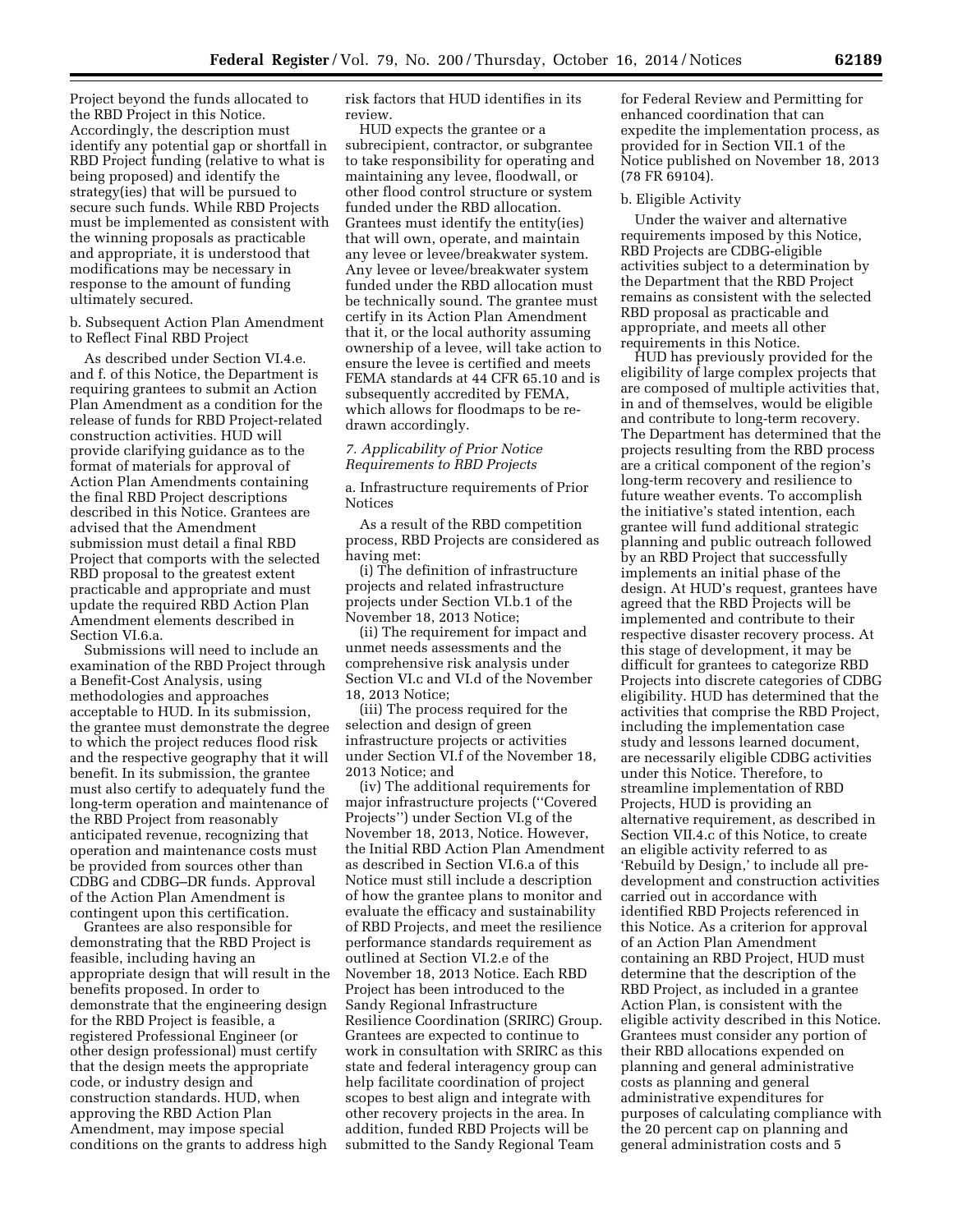Project beyond the funds allocated to the RBD Project in this Notice. Accordingly, the description must identify any potential gap or shortfall in RBD Project funding (relative to what is being proposed) and identify the strategy(ies) that will be pursued to secure such funds. While RBD Projects must be implemented as consistent with the winning proposals as practicable and appropriate, it is understood that modifications may be necessary in response to the amount of funding ultimately secured.

b. Subsequent Action Plan Amendment to Reflect Final RBD Project

As described under Section VI.4.e. and f. of this Notice, the Department is requiring grantees to submit an Action Plan Amendment as a condition for the release of funds for RBD Project-related construction activities. HUD will provide clarifying guidance as to the format of materials for approval of Action Plan Amendments containing the final RBD Project descriptions described in this Notice. Grantees are advised that the Amendment submission must detail a final RBD Project that comports with the selected RBD proposal to the greatest extent practicable and appropriate and must update the required RBD Action Plan Amendment elements described in Section VI.6.a.

Submissions will need to include an examination of the RBD Project through a Benefit-Cost Analysis, using methodologies and approaches acceptable to HUD. In its submission, the grantee must demonstrate the degree to which the project reduces flood risk and the respective geography that it will benefit. In its submission, the grantee must also certify to adequately fund the long-term operation and maintenance of the RBD Project from reasonably anticipated revenue, recognizing that operation and maintenance costs must be provided from sources other than CDBG and CDBG–DR funds. Approval of the Action Plan Amendment is contingent upon this certification.

Grantees are also responsible for demonstrating that the RBD Project is feasible, including having an appropriate design that will result in the benefits proposed. In order to demonstrate that the engineering design for the RBD Project is feasible, a registered Professional Engineer (or other design professional) must certify that the design meets the appropriate code, or industry design and construction standards. HUD, when approving the RBD Action Plan Amendment, may impose special conditions on the grants to address high risk factors that HUD identifies in its review.

HUD expects the grantee or a subrecipient, contractor, or subgrantee to take responsibility for operating and maintaining any levee, floodwall, or other flood control structure or system funded under the RBD allocation. Grantees must identify the entity(ies) that will own, operate, and maintain any levee or levee/breakwater system. Any levee or levee/breakwater system funded under the RBD allocation must be technically sound. The grantee must certify in its Action Plan Amendment that it, or the local authority assuming ownership of a levee, will take action to ensure the levee is certified and meets FEMA standards at 44 CFR 65.10 and is subsequently accredited by FEMA, which allows for floodmaps to be re-drawn accordingly.

*7. Applicability of Prior Notice Requirements to RBD Projects*

a. Infrastructure requirements of Prior Notices

As a result of the RBD competition process, RBD Projects are considered as having met:

(i) The definition of infrastructure projects and related infrastructure projects under Section VI.b.1 of the November 18, 2013 Notice;

(ii) The requirement for impact and unmet needs assessments and the comprehensive risk analysis under Section VI.c and VI.d of the November 18, 2013 Notice;

(iii) The process required for the selection and design of green infrastructure projects or activities under Section VI.f of the November 18, 2013 Notice; and

(iv) The additional requirements for major infrastructure projects (''Covered Projects'') under Section VI.g of the November 18, 2013, Notice. However, the Initial RBD Action Plan Amendment as described in Section VI.6.a of this Notice must still include a description of how the grantee plans to monitor and evaluate the efficacy and sustainability of RBD Projects, and meet the resilience performance standards requirement as outlined at Section VI.2.e of the November 18, 2013 Notice. Each RBD Project has been introduced to the Sandy Regional Infrastructure Resilience Coordination (SRIRC) Group. Grantees are expected to continue to work in consultation with SRIRC as this state and federal interagency group can help facilitate coordination of project scopes to best align and integrate with other recovery projects in the area. In addition, funded RBD Projects will be submitted to the Sandy Regional Team for Federal Review and Permitting for enhanced coordination that can expedite the implementation process, as provided for in Section VII.1 of the Notice published on November 18, 2013 (78 FR 69104).

b. Eligible Activity

Under the waiver and alternative requirements imposed by this Notice, RBD Projects are CDBG-eligible activities subject to a determination by the Department that the RBD Project remains as consistent with the selected RBD proposal as practicable and appropriate, and meets all other requirements in this Notice.

HUD has previously provided for the eligibility of large complex projects that are composed of multiple activities that, in and of themselves, would be eligible and contribute to long-term recovery. The Department has determined that the projects resulting from the RBD process are a critical component of the region's long-term recovery and resilience to future weather events. To accomplish the initiative's stated intention, each grantee will fund additional strategic planning and public outreach followed by an RBD Project that successfully implements an initial phase of the design. At HUD's request, grantees have agreed that the RBD Projects will be implemented and contribute to their respective disaster recovery process. At this stage of development, it may be difficult for grantees to categorize RBD Projects into discrete categories of CDBG eligibility. HUD has determined that the activities that comprise the RBD Project, including the implementation case study and lessons learned document, are necessarily eligible CDBG activities under this Notice. Therefore, to streamline implementation of RBD Projects, HUD is providing an alternative requirement, as described in Section VII.4.c of this Notice, to create an eligible activity referred to as 'Rebuild by Design,' to include all pre-development and construction activities carried out in accordance with identified RBD Projects referenced in this Notice. As a criterion for approval of an Action Plan Amendment containing an RBD Project, HUD must determine that the description of the RBD Project, as included in a grantee Action Plan, is consistent with the eligible activity described in this Notice. Grantees must consider any portion of their RBD allocations expended on planning and general administrative costs as planning and general administrative expenditures for purposes of calculating compliance with the 20 percent cap on planning and general administration costs and 5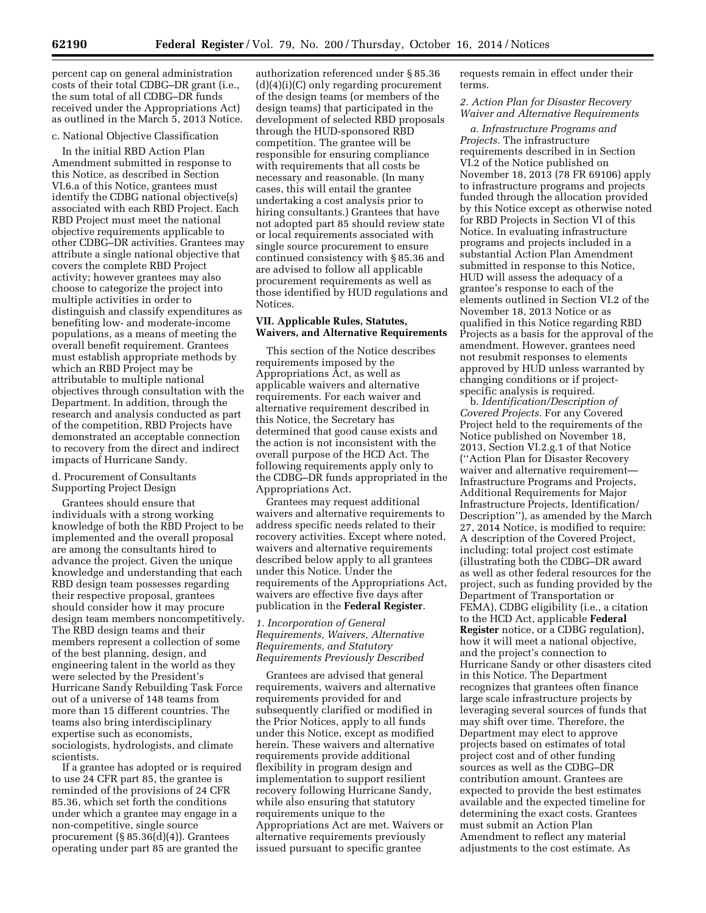percent cap on general administration costs of their total CDBG–DR grant (i.e., the sum total of all CDBG–DR funds received under the Appropriations Act) as outlined in the March 5, 2013 Notice.

c. National Objective Classification

In the initial RBD Action Plan Amendment submitted in response to this Notice, as described in Section VI.6.a of this Notice, grantees must identify the CDBG national objective(s) associated with each RBD Project. Each RBD Project must meet the national objective requirements applicable to other CDBG–DR activities. Grantees may attribute a single national objective that covers the complete RBD Project activity; however grantees may also choose to categorize the project into multiple activities in order to distinguish and classify expenditures as benefiting low- and moderate-income populations, as a means of meeting the overall benefit requirement. Grantees must establish appropriate methods by which an RBD Project may be attributable to multiple national objectives through consultation with the Department. In addition, through the research and analysis conducted as part of the competition, RBD Projects have demonstrated an acceptable connection to recovery from the direct and indirect impacts of Hurricane Sandy.

d. Procurement of Consultants Supporting Project Design

Grantees should ensure that individuals with a strong working knowledge of both the RBD Project to be implemented and the overall proposal are among the consultants hired to advance the project. Given the unique knowledge and understanding that each RBD design team possesses regarding their respective proposal, grantees should consider how it may procure design team members noncompetitively. The RBD design teams and their members represent a collection of some of the best planning, design, and engineering talent in the world as they were selected by the President's Hurricane Sandy Rebuilding Task Force out of a universe of 148 teams from more than 15 different countries. The teams also bring interdisciplinary expertise such as economists, sociologists, hydrologists, and climate scientists.

If a grantee has adopted or is required to use 24 CFR part 85, the grantee is reminded of the provisions of 24 CFR 85.36, which set forth the conditions under which a grantee may engage in a non-competitive, single source procurement (§ 85.36(d)(4)). Grantees operating under part 85 are granted the authorization referenced under § 85.36 (d)(4)(i)(C) only regarding procurement of the design teams (or members of the design teams) that participated in the development of selected RBD proposals through the HUD-sponsored RBD competition. The grantee will be responsible for ensuring compliance with requirements that all costs be necessary and reasonable. (In many cases, this will entail the grantee undertaking a cost analysis prior to hiring consultants.) Grantees that have not adopted part 85 should review state or local requirements associated with single source procurement to ensure continued consistency with § 85.36 and are advised to follow all applicable procurement requirements as well as those identified by HUD regulations and Notices.

## VII. Applicable Rules, Statutes, Waivers, and Alternative Requirements

This section of the Notice describes requirements imposed by the Appropriations Act, as well as applicable waivers and alternative requirements. For each waiver and alternative requirement described in this Notice, the Secretary has determined that good cause exists and the action is not inconsistent with the overall purpose of the HCD Act. The following requirements apply only to the CDBG–DR funds appropriated in the Appropriations Act.

Grantees may request additional waivers and alternative requirements to address specific needs related to their recovery activities. Except where noted, waivers and alternative requirements described below apply to all grantees under this Notice. Under the requirements of the Appropriations Act, waivers are effective five days after publication in the **Federal Register**.

### *1. Incorporation of General Requirements, Waivers, Alternative Requirements, and Statutory Requirements Previously Described*

Grantees are advised that general requirements, waivers and alternative requirements provided for and subsequently clarified or modified in the Prior Notices, apply to all funds under this Notice, except as modified herein. These waivers and alternative requirements provide additional flexibility in program design and implementation to support resilient recovery following Hurricane Sandy, while also ensuring that statutory requirements unique to the Appropriations Act are met. Waivers or alternative requirements previously issued pursuant to specific grantee requests remain in effect under their terms.

### *2. Action Plan for Disaster Recovery Waiver and Alternative Requirements*

*a. Infrastructure Programs and Projects.* The infrastructure requirements described in in Section VI.2 of the Notice published on November 18, 2013 (78 FR 69106) apply to infrastructure programs and projects funded through the allocation provided by this Notice except as otherwise noted for RBD Projects in Section VI of this Notice. In evaluating infrastructure programs and projects included in a substantial Action Plan Amendment submitted in response to this Notice, HUD will assess the adequacy of a grantee's response to each of the elements outlined in Section VI.2 of the November 18, 2013 Notice or as qualified in this Notice regarding RBD Projects as a basis for the approval of the amendment. However, grantees need not resubmit responses to elements approved by HUD unless warranted by changing conditions or if project-specific analysis is required.

*b. Identification/Description of Covered Projects.* For any Covered Project held to the requirements of the Notice published on November 18, 2013, Section VI.2.g.1 of that Notice (''Action Plan for Disaster Recovery waiver and alternative requirement—Infrastructure Programs and Projects, Additional Requirements for Major Infrastructure Projects, Identification/Description''), as amended by the March 27, 2014 Notice, is modified to require: A description of the Covered Project, including: total project cost estimate (illustrating both the CDBG–DR award as well as other federal resources for the project, such as funding provided by the Department of Transportation or FEMA), CDBG eligibility (i.e., a citation to the HCD Act, applicable **Federal Register** notice, or a CDBG regulation), how it will meet a national objective, and the project's connection to Hurricane Sandy or other disasters cited in this Notice. The Department recognizes that grantees often finance large scale infrastructure projects by leveraging several sources of funds that may shift over time. Therefore, the Department may elect to approve projects based on estimates of total project cost and of other funding sources as well as the CDBG–DR contribution amount. Grantees are expected to provide the best estimates available and the expected timeline for determining the exact costs. Grantees must submit an Action Plan Amendment to reflect any material adjustments to the cost estimate. As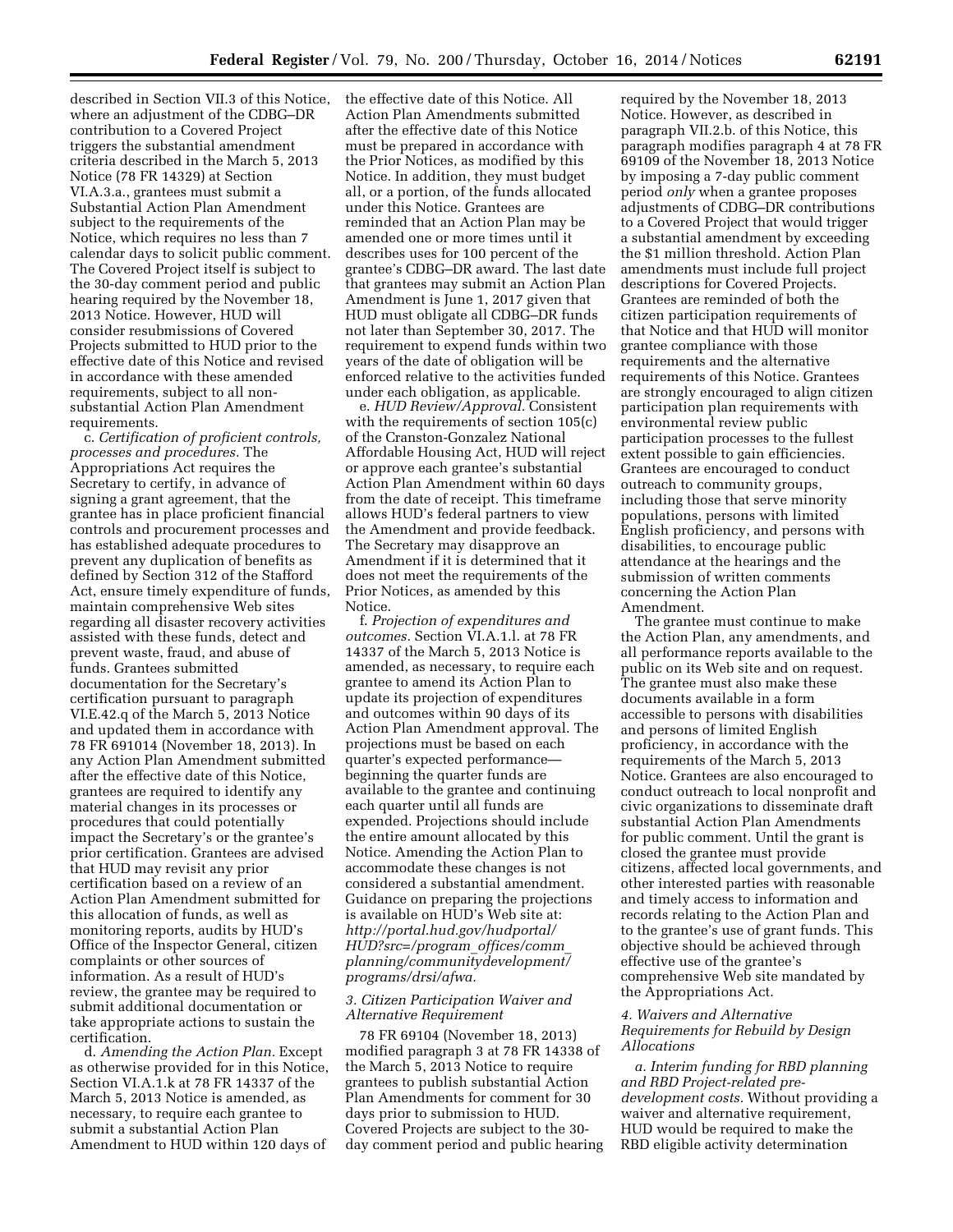described in Section VII.3 of this Notice, where an adjustment of the CDBG–DR contribution to a Covered Project triggers the substantial amendment criteria described in the March 5, 2013 Notice (78 FR 14329) at Section VI.A.3.a., grantees must submit a Substantial Action Plan Amendment subject to the requirements of the Notice, which requires no less than 7 calendar days to solicit public comment. The Covered Project itself is subject to the 30-day comment period and public hearing required by the November 18, 2013 Notice. However, HUD will consider resubmissions of Covered Projects submitted to HUD prior to the effective date of this Notice and revised in accordance with these amended requirements, subject to all non-substantial Action Plan Amendment requirements.

c. *Certification of proficient controls, processes and procedures.* The Appropriations Act requires the Secretary to certify, in advance of signing a grant agreement, that the grantee has in place proficient financial controls and procurement processes and has established adequate procedures to prevent any duplication of benefits as defined by Section 312 of the Stafford Act, ensure timely expenditure of funds, maintain comprehensive Web sites regarding all disaster recovery activities assisted with these funds, detect and prevent waste, fraud, and abuse of funds. Grantees submitted documentation for the Secretary's certification pursuant to paragraph VI.E.42.q of the March 5, 2013 Notice and updated them in accordance with 78 FR 691014 (November 18, 2013). In any Action Plan Amendment submitted after the effective date of this Notice, grantees are required to identify any material changes in its processes or procedures that could potentially impact the Secretary's or the grantee's prior certification. Grantees are advised that HUD may revisit any prior certification based on a review of an Action Plan Amendment submitted for this allocation of funds, as well as monitoring reports, audits by HUD's Office of the Inspector General, citizen complaints or other sources of information. As a result of HUD's review, the grantee may be required to submit additional documentation or take appropriate actions to sustain the certification.

d. *Amending the Action Plan.* Except as otherwise provided for in this Notice, Section VI.A.1.k at 78 FR 14337 of the March 5, 2013 Notice is amended, as necessary, to require each grantee to submit a substantial Action Plan Amendment to HUD within 120 days of the effective date of this Notice. All Action Plan Amendments submitted after the effective date of this Notice must be prepared in accordance with the Prior Notices, as modified by this Notice. In addition, they must budget all, or a portion, of the funds allocated under this Notice. Grantees are reminded that an Action Plan may be amended one or more times until it describes uses for 100 percent of the grantee's CDBG–DR award. The last date that grantees may submit an Action Plan Amendment is June 1, 2017 given that HUD must obligate all CDBG–DR funds not later than September 30, 2017. The requirement to expend funds within two years of the date of obligation will be enforced relative to the activities funded under each obligation, as applicable.

e. *HUD Review/Approval.* Consistent with the requirements of section 105(c) of the Cranston-Gonzalez National Affordable Housing Act, HUD will reject or approve each grantee's substantial Action Plan Amendment within 60 days from the date of receipt. This timeframe allows HUD's federal partners to view the Amendment and provide feedback. The Secretary may disapprove an Amendment if it is determined that it does not meet the requirements of the Prior Notices, as amended by this Notice.

f. *Projection of expenditures and outcomes.* Section VI.A.1.l. at 78 FR 14337 of the March 5, 2013 Notice is amended, as necessary, to require each grantee to amend its Action Plan to update its projection of expenditures and outcomes within 90 days of its Action Plan Amendment approval. The projections must be based on each quarter's expected performance—beginning the quarter funds are available to the grantee and continuing each quarter until all funds are expended. Projections should include the entire amount allocated by this Notice. Amending the Action Plan to accommodate these changes is not considered a substantial amendment. Guidance on preparing the projections is available on HUD's Web site at: *http://portal.hud.gov/hudportal/HUD?src=/program_offices/comm_planning/communitydevelopment/programs/drsi/afwa.*

### 3. Citizen Participation Waiver and Alternative Requirement

78 FR 69104 (November 18, 2013) modified paragraph 3 at 78 FR 14338 of the March 5, 2013 Notice to require grantees to publish substantial Action Plan Amendments for comment for 30 days prior to submission to HUD. Covered Projects are subject to the 30-day comment period and public hearing required by the November 18, 2013 Notice. However, as described in paragraph VII.2.b. of this Notice, this paragraph modifies paragraph 4 at 78 FR 69109 of the November 18, 2013 Notice by imposing a 7-day public comment period *only* when a grantee proposes adjustments of CDBG–DR contributions to a Covered Project that would trigger a substantial amendment by exceeding the $1 million threshold. Action Plan amendments must include full project descriptions for Covered Projects. Grantees are reminded of both the citizen participation requirements of that Notice and that HUD will monitor grantee compliance with those requirements and the alternative requirements of this Notice. Grantees are strongly encouraged to align citizen participation plan requirements with environmental review public participation processes to the fullest extent possible to gain efficiencies. Grantees are encouraged to conduct outreach to community groups, including those that serve minority populations, persons with limited English proficiency, and persons with disabilities, to encourage public attendance at the hearings and the submission of written comments concerning the Action Plan Amendment.

The grantee must continue to make the Action Plan, any amendments, and all performance reports available to the public on its Web site and on request. The grantee must also make these documents available in a form accessible to persons with disabilities and persons of limited English proficiency, in accordance with the requirements of the March 5, 2013 Notice. Grantees are also encouraged to conduct outreach to local nonprofit and civic organizations to disseminate draft substantial Action Plan Amendments for public comment. Until the grant is closed the grantee must provide citizens, affected local governments, and other interested parties with reasonable and timely access to information and records relating to the Action Plan and to the grantee's use of grant funds. This objective should be achieved through effective use of the grantee's comprehensive Web site mandated by the Appropriations Act.

### 4. Waivers and Alternative Requirements for Rebuild by Design Allocations

a. *Interim funding for RBD planning and RBD Project-related pre-development costs.* Without providing a waiver and alternative requirement, HUD would be required to make the RBD eligible activity determination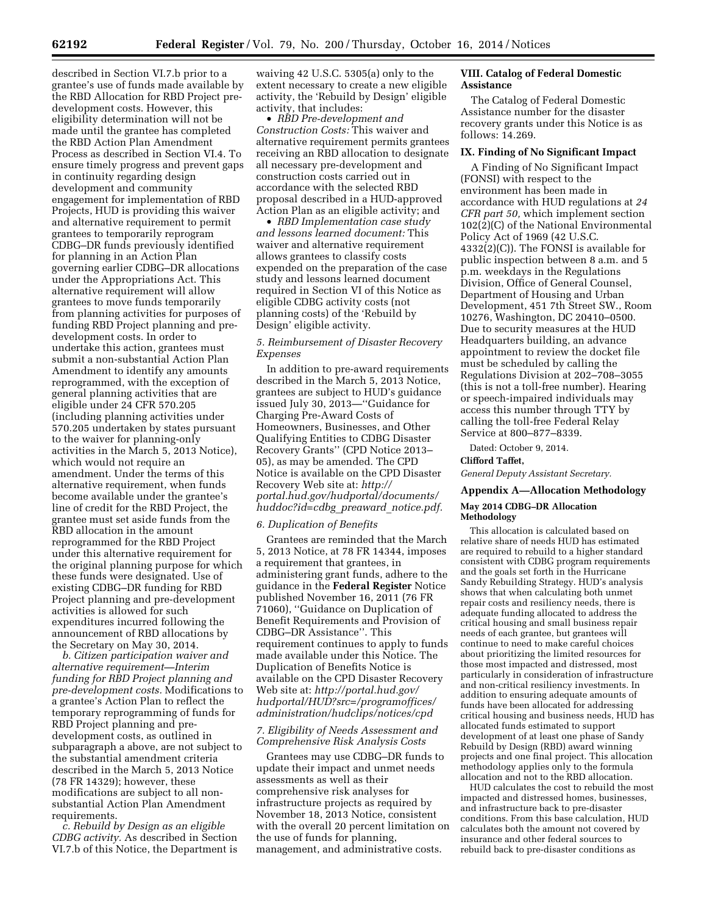described in Section VI.7.b prior to a grantee's use of funds made available by the RBD Allocation for RBD Project pre-development costs. However, this eligibility determination will not be made until the grantee has completed the RBD Action Plan Amendment Process as described in Section VI.4. To ensure timely progress and prevent gaps in continuity regarding design development and community engagement for implementation of RBD Projects, HUD is providing this waiver and alternative requirement to permit grantees to temporarily reprogram CDBG–DR funds previously identified for planning in an Action Plan governing earlier CDBG–DR allocations under the Appropriations Act. This alternative requirement will allow grantees to move funds temporarily from planning activities for purposes of funding RBD Project planning and pre-development costs. In order to undertake this action, grantees must submit a non-substantial Action Plan Amendment to identify any amounts reprogrammed, with the exception of general planning activities that are eligible under 24 CFR 570.205 (including planning activities under 570.205 undertaken by states pursuant to the waiver for planning-only activities in the March 5, 2013 Notice), which would not require an amendment. Under the terms of this alternative requirement, when funds become available under the grantee's line of credit for the RBD Project, the grantee must set aside funds from the RBD allocation in the amount reprogrammed for the RBD Project under this alternative requirement for the original planning purpose for which these funds were designated. Use of existing CDBG–DR funding for RBD Project planning and pre-development activities is allowed for such expenditures incurred following the announcement of RBD allocations by the Secretary on May 30, 2014.

*b. Citizen participation waiver and alternative requirement—Interim funding for RBD Project planning and pre-development costs.* Modifications to a grantee's Action Plan to reflect the temporary reprogramming of funds for RBD Project planning and pre-development costs, as outlined in subparagraph a above, are not subject to the substantial amendment criteria described in the March 5, 2013 Notice (78 FR 14329); however, these modifications are subject to all non-substantial Action Plan Amendment requirements.

*c. Rebuild by Design as an eligible CDBG activity.* As described in Section VI.7.b of this Notice, the Department is waiving 42 U.S.C. 5305(a) only to the extent necessary to create a new eligible activity, the 'Rebuild by Design' eligible activity, that includes:

- *RBD Pre-development and Construction Costs:* This waiver and alternative requirement permits grantees receiving an RBD allocation to designate all necessary pre-development and construction costs carried out in accordance with the selected RBD proposal described in a HUD-approved Action Plan as an eligible activity; and
- *RBD Implementation case study and lessons learned document:* This waiver and alternative requirement allows grantees to classify costs expended on the preparation of the case study and lessons learned document required in Section VI of this Notice as eligible CDBG activity costs (not planning costs) of the 'Rebuild by Design' eligible activity.

### *5. Reimbursement of Disaster Recovery Expenses*

In addition to pre-award requirements described in the March 5, 2013 Notice, grantees are subject to HUD's guidance issued July 30, 2013—''Guidance for Charging Pre-Award Costs of Homeowners, Businesses, and Other Qualifying Entities to CDBG Disaster Recovery Grants'' (CPD Notice 2013–05), as may be amended. The CPD Notice is available on the CPD Disaster Recovery Web site at: *http://portal.hud.gov/hudportal/documents/huddoc?id=cdbg_preaward_notice.pdf.*

### *6. Duplication of Benefits*

Grantees are reminded that the March 5, 2013 Notice, at 78 FR 14344, imposes a requirement that grantees, in administering grant funds, adhere to the guidance in the **Federal Register** Notice published November 16, 2011 (76 FR 71060), ''Guidance on Duplication of Benefit Requirements and Provision of CDBG–DR Assistance''. This requirement continues to apply to funds made available under this Notice. The Duplication of Benefits Notice is available on the CPD Disaster Recovery Web site at: *http://portal.hud.gov/hudportal/HUD?src=/programoffices/administration/hudclips/notices/cpd*

### *7. Eligibility of Needs Assessment and Comprehensive Risk Analysis Costs*

Grantees may use CDBG–DR funds to update their impact and unmet needs assessments as well as their comprehensive risk analyses for infrastructure projects as required by November 18, 2013 Notice, consistent with the overall 20 percent limitation on the use of funds for planning, management, and administrative costs.

## VIII. Catalog of Federal Domestic Assistance

The Catalog of Federal Domestic Assistance number for the disaster recovery grants under this Notice is as follows: 14.269.

## IX. Finding of No Significant Impact

A Finding of No Significant Impact (FONSI) with respect to the environment has been made in accordance with HUD regulations at *24 CFR part 50,* which implement section 102(2)(C) of the National Environmental Policy Act of 1969 (42 U.S.C. 4332(2)(C)). The FONSI is available for public inspection between 8 a.m. and 5 p.m. weekdays in the Regulations Division, Office of General Counsel, Department of Housing and Urban Development, 451 7th Street SW., Room 10276, Washington, DC 20410–0500. Due to security measures at the HUD Headquarters building, an advance appointment to review the docket file must be scheduled by calling the Regulations Division at 202–708–3055 (this is not a toll-free number). Hearing or speech-impaired individuals may access this number through TTY by calling the toll-free Federal Relay Service at 800–877–8339.

Dated: October 9, 2014.

**Clifford Taffet,**

*General Deputy Assistant Secretary.*

## Appendix A—Allocation Methodology

### May 2014 CDBG–DR Allocation Methodology

This allocation is calculated based on relative share of needs HUD has estimated are required to rebuild to a higher standard consistent with CDBG program requirements and the goals set forth in the Hurricane Sandy Rebuilding Strategy. HUD's analysis shows that when calculating both unmet repair costs and resiliency needs, there is adequate funding allocated to address the critical housing and small business repair needs of each grantee, but grantees will continue to need to make careful choices about prioritizing the limited resources for those most impacted and distressed, most particularly in consideration of infrastructure and non-critical resiliency investments. In addition to ensuring adequate amounts of funds have been allocated for addressing critical housing and business needs, HUD has allocated funds estimated to support development of at least one phase of Sandy Rebuild by Design (RBD) award winning projects and one final project. This allocation methodology applies only to the formula allocation and not to the RBD allocation.

HUD calculates the cost to rebuild the most impacted and distressed homes, businesses, and infrastructure back to pre-disaster conditions. From this base calculation, HUD calculates both the amount not covered by insurance and other federal sources to rebuild back to pre-disaster conditions as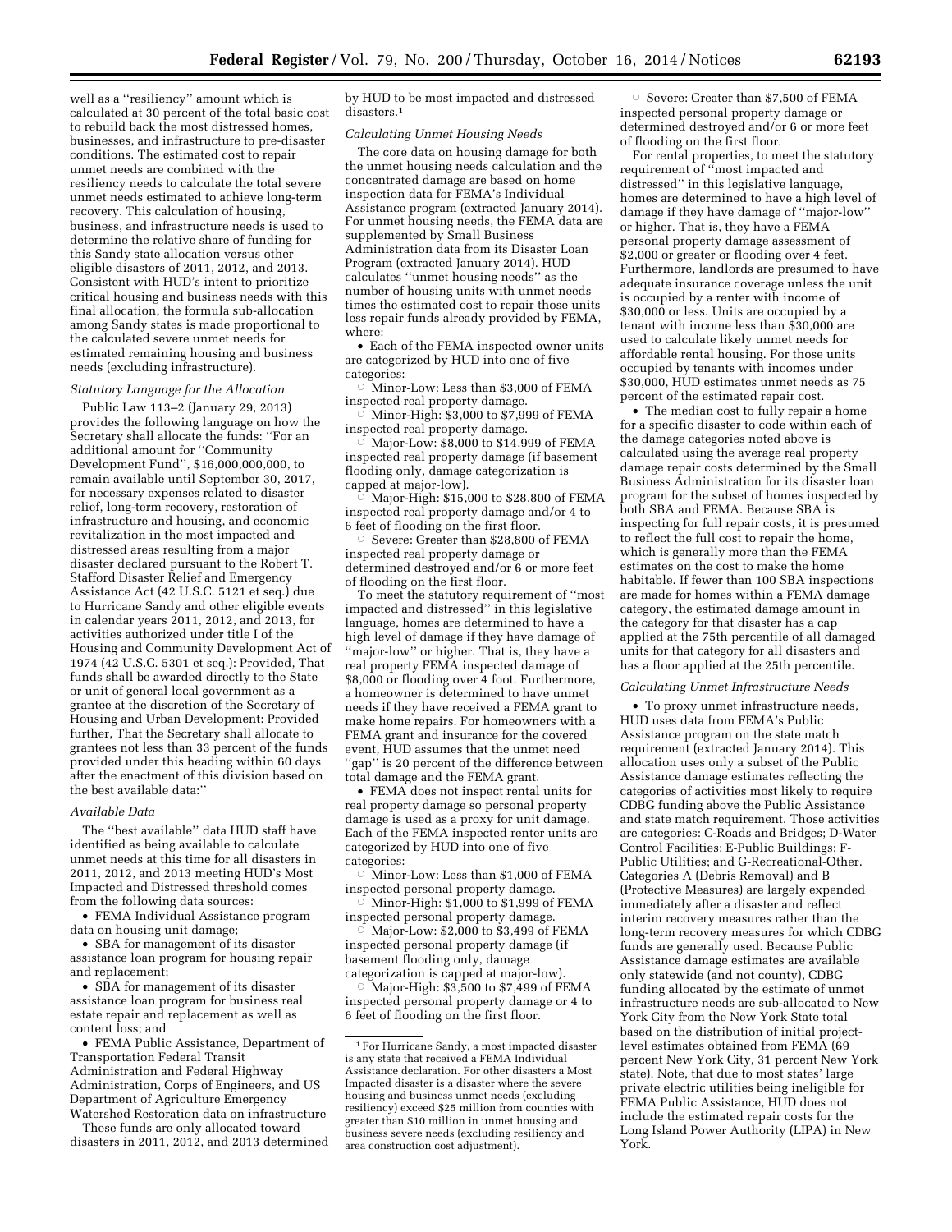well as a "resiliency" amount which is calculated at 30 percent of the total basic cost to rebuild back the most distressed homes, businesses, and infrastructure to pre-disaster conditions. The estimated cost to repair unmet needs are combined with the resiliency needs to calculate the total severe unmet needs estimated to achieve long-term recovery. This calculation of housing, business, and infrastructure needs is used to determine the relative share of funding for this Sandy state allocation versus other eligible disasters of 2011, 2012, and 2013. Consistent with HUD's intent to prioritize critical housing and business needs with this final allocation, the formula sub-allocation among Sandy states is made proportional to the calculated severe unmet needs for estimated remaining housing and business needs (excluding infrastructure).

*Statutory Language for the Allocation*

Public Law 113–2 (January 29, 2013) provides the following language on how the Secretary shall allocate the funds: "For an additional amount for "Community Development Fund", $16,000,000,000, to remain available until September 30, 2017, for necessary expenses related to disaster relief, long-term recovery, restoration of infrastructure and housing, and economic revitalization in the most impacted and distressed areas resulting from a major disaster declared pursuant to the Robert T. Stafford Disaster Relief and Emergency Assistance Act (42 U.S.C. 5121 et seq.) due to Hurricane Sandy and other eligible events in calendar years 2011, 2012, and 2013, for activities authorized under title I of the Housing and Community Development Act of 1974 (42 U.S.C. 5301 et seq.): Provided, That funds shall be awarded directly to the State or unit of general local government as a grantee at the discretion of the Secretary of Housing and Urban Development: Provided further, That the Secretary shall allocate to grantees not less than 33 percent of the funds provided under this heading within 60 days after the enactment of this division based on the best available data:"

*Available Data*

The "best available" data HUD staff have identified as being available to calculate unmet needs at this time for all disasters in 2011, 2012, and 2013 meeting HUD's Most Impacted and Distressed threshold comes from the following data sources:

- FEMA Individual Assistance program data on housing unit damage;
- SBA for management of its disaster assistance loan program for housing repair and replacement;
- SBA for management of its disaster assistance loan program for business real estate repair and replacement as well as content loss; and
- FEMA Public Assistance, Department of Transportation Federal Transit Administration and Federal Highway Administration, Corps of Engineers, and US Department of Agriculture Emergency Watershed Restoration data on infrastructure

These funds are only allocated toward disasters in 2011, 2012, and 2013 determined by HUD to be most impacted and distressed disasters.[1]

*Calculating Unmet Housing Needs*

The core data on housing damage for both the unmet housing needs calculation and the concentrated damage are based on home inspection data for FEMA's Individual Assistance program (extracted January 2014). For unmet housing needs, the FEMA data are supplemented by Small Business Administration data from its Disaster Loan Program (extracted January 2014). HUD calculates "unmet housing needs" as the number of housing units with unmet needs times the estimated cost to repair those units less repair funds already provided by FEMA, where:

- Each of the FEMA inspected owner units are categorized by HUD into one of five categories:
  - Minor-Low: Less than $3,000 of FEMA inspected real property damage.
  - Minor-High: $3,000 to $7,999 of FEMA inspected real property damage.
  - Major-Low: $8,000 to $14,999 of FEMA inspected real property damage (if basement flooding only, damage categorization is capped at major-low).
  - Major-High: $15,000 to $28,800 of FEMA inspected real property damage and/or 4 to 6 feet of flooding on the first floor.
  - Severe: Greater than $28,800 of FEMA inspected real property damage or determined destroyed and/or 6 or more feet of flooding on the first floor.

To meet the statutory requirement of "most impacted and distressed" in this legislative language, homes are determined to have a high level of damage if they have damage of "major-low" or higher. That is, they have a real property FEMA inspected damage of $8,000 or flooding over 4 foot. Furthermore, a homeowner is determined to have unmet needs if they have received a FEMA grant to make home repairs. For homeowners with a FEMA grant and insurance for the covered event, HUD assumes that the unmet need "gap" is 20 percent of the difference between total damage and the FEMA grant.

- FEMA does not inspect rental units for real property damage so personal property damage is used as a proxy for unit damage. Each of the FEMA inspected renter units are categorized by HUD into one of five categories:
  - Minor-Low: Less than $1,000 of FEMA inspected personal property damage.
  - Minor-High: $1,000 to $1,999 of FEMA inspected personal property damage.
  - Major-Low: $2,000 to $3,499 of FEMA inspected personal property damage (if basement flooding only, damage categorization is capped at major-low).
  - Major-High: $3,500 to $7,499 of FEMA inspected personal property damage or 4 to 6 feet of flooding on the first floor.
  - Severe: Greater than $7,500 of FEMA inspected personal property damage or determined destroyed and/or 6 or more feet of flooding on the first floor.

For rental properties, to meet the statutory requirement of "most impacted and distressed" in this legislative language, homes are determined to have a high level of damage if they have damage of "major-low" or higher. That is, they have a FEMA personal property damage assessment of $2,000 or greater or flooding over 4 feet. Furthermore, landlords are presumed to have adequate insurance coverage unless the unit is occupied by a renter with income of $30,000 or less. Units are occupied by a tenant with income less than $30,000 are used to calculate likely unmet needs for affordable rental housing. For those units occupied by tenants with incomes under $30,000, HUD estimates unmet needs as 75 percent of the estimated repair cost.

- The median cost to fully repair a home for a specific disaster to code within each of the damage categories noted above is calculated using the average real property damage repair costs determined by the Small Business Administration for its disaster loan program for the subset of homes inspected by both SBA and FEMA. Because SBA is inspecting for full repair costs, it is presumed to reflect the full cost to repair the home, which is generally more than the FEMA estimates on the cost to make the home habitable. If fewer than 100 SBA inspections are made for homes within a FEMA damage category, the estimated damage amount in the category for that disaster has a cap applied at the 75th percentile of all damaged units for that category for all disasters and has a floor applied at the 25th percentile.

*Calculating Unmet Infrastructure Needs*

- To proxy unmet infrastructure needs, HUD uses data from FEMA's Public Assistance program on the state match requirement (extracted January 2014). This allocation uses only a subset of the Public Assistance damage estimates reflecting the categories of activities most likely to require CDBG funding above the Public Assistance and state match requirement. Those activities are categories: C-Roads and Bridges; D-Water Control Facilities; E-Public Buildings; F-Public Utilities; and G-Recreational-Other. Categories A (Debris Removal) and B (Protective Measures) are largely expended immediately after a disaster and reflect interim recovery measures rather than the long-term recovery measures for which CDBG funds are generally used. Because Public Assistance damage estimates are available only statewide (and not county), CDBG funding allocated by the estimate of unmet infrastructure needs are sub-allocated to New York City from the New York State total based on the distribution of initial project-level estimates obtained from FEMA (69 percent New York City, 31 percent New York state). Note, that due to most states' large private electric utilities being ineligible for FEMA Public Assistance, HUD does not include the estimated repair costs for the Long Island Power Authority (LIPA) in New York.

---

[1] For Hurricane Sandy, a most impacted disaster is any state that received a FEMA Individual Assistance declaration. For other disasters a Most Impacted disaster is a disaster where the severe housing and business unmet needs (excluding resiliency) exceed $25 million from counties with greater than $10 million in unmet housing and business severe needs (excluding resiliency and area construction cost adjustment).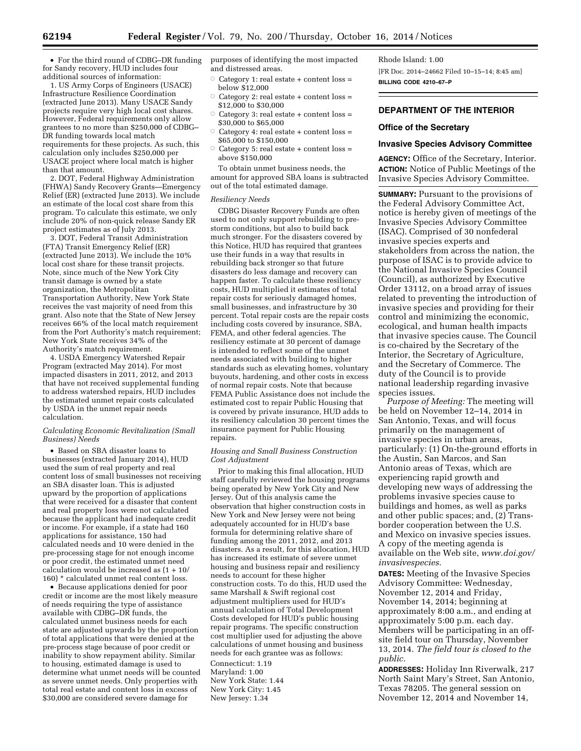- For the third round of CDBG–DR funding for Sandy recovery, HUD includes four additional sources of information:

1. US Army Corps of Engineers (USACE) Infrastructure Resilience Coordination (extracted June 2013). Many USACE Sandy projects require very high local cost shares. However, Federal requirements only allow grantees to no more than $250,000 of CDBG–DR funding towards local match requirements for these projects. As such, this calculation only includes $250,000 per USACE project where local match is higher than that amount.

2. DOT, Federal Highway Administration (FHWA) Sandy Recovery Grants—Emergency Relief (ER) (extracted June 2013). We include an estimate of the local cost share from this program. To calculate this estimate, we only include 20% of non-quick release Sandy ER project estimates as of July 2013.

3. DOT, Federal Transit Administration (FTA) Transit Emergency Relief (ER) (extracted June 2013). We include the 10% local cost share for these transit projects. Note, since much of the New York City transit damage is owned by a state organization, the Metropolitan Transportation Authority, New York State receives the vast majority of need from this grant. Also note that the State of New Jersey receives 66% of the local match requirement from the Port Authority's match requirement; New York State receives 34% of the Authority's match requirement.

4. USDA Emergency Watershed Repair Program (extracted May 2014). For most impacted disasters in 2011, 2012, and 2013 that have not received supplemental funding to address watershed repairs, HUD includes the estimated unmet repair costs calculated by USDA in the unmet repair needs calculation.

*Calculating Economic Revitalization (Small Business) Needs*

- Based on SBA disaster loans to businesses (extracted January 2014), HUD used the sum of real property and real content loss of small businesses not receiving an SBA disaster loan. This is adjusted upward by the proportion of applications that were received for a disaster that content and real property loss were not calculated because the applicant had inadequate credit or income. For example, if a state had 160 applications for assistance, 150 had calculated needs and 10 were denied in the pre-processing stage for not enough income or poor credit, the estimated unmet need calculation would be increased as $(1 + 10/160)$ * calculated unmet real content loss.
- Because applications denied for poor credit or income are the most likely measure of needs requiring the type of assistance available with CDBG–DR funds, the calculated unmet business needs for each state are adjusted upwards by the proportion of total applications that were denied at the pre-process stage because of poor credit or inability to show repayment ability. Similar to housing, estimated damage is used to determine what unmet needs will be counted as severe unmet needs. Only properties with total real estate and content loss in excess of $30,000 are considered severe damage for purposes of identifying the most impacted and distressed areas.
  - Category 1: real estate + content loss = below $12,000
  - Category 2: real estate + content loss = $12,000 to $30,000
  - Category 3: real estate + content loss = $30,000 to $65,000
  - Category 4: real estate + content loss = $65,000 to $150,000
  - Category 5: real estate + content loss = above $150,000

To obtain unmet business needs, the amount for approved SBA loans is subtracted out of the total estimated damage.

*Resiliency Needs*

CDBG Disaster Recovery Funds are often used to not only support rebuilding to pre-storm conditions, but also to build back much stronger. For the disasters covered by this Notice, HUD has required that grantees use their funds in a way that results in rebuilding back stronger so that future disasters do less damage and recovery can happen faster. To calculate these resiliency costs, HUD multiplied it estimates of total repair costs for seriously damaged homes, small businesses, and infrastructure by 30 percent. Total repair costs are the repair costs including costs covered by insurance, SBA, FEMA, and other federal agencies. The resiliency estimate at 30 percent of damage is intended to reflect some of the unmet needs associated with building to higher standards such as elevating homes, voluntary buyouts, hardening, and other costs in excess of normal repair costs. Note that because FEMA Public Assistance does not include the estimated cost to repair Public Housing that is covered by private insurance, HUD adds to its resiliency calculation 30 percent times the insurance payment for Public Housing repairs.

*Housing and Small Business Construction Cost Adjustment*

Prior to making this final allocation, HUD staff carefully reviewed the housing programs being operated by New York City and New Jersey. Out of this analysis came the observation that higher construction costs in New York and New Jersey were not being adequately accounted for in HUD's base formula for determining relative share of funding among the 2011, 2012, and 2013 disasters. As a result, for this allocation, HUD has increased its estimate of severe unmet housing and business repair and resiliency needs to account for these higher construction costs. To do this, HUD used the same Marshall & Swift regional cost adjustment multipliers used for HUD's annual calculation of Total Development Costs developed for HUD's public housing repair programs. The specific construction cost multiplier used for adjusting the above calculations of unmet housing and business needs for each grantee was as follows:

Connecticut: 1.19
Maryland: 1.00
New York State: 1.44
New York City: 1.45
New Jersey: 1.34
Rhode Island: 1.00

[FR Doc. 2014–24662 Filed 10–15–14; 8:45 am]

**BILLING CODE 4210–67–P**

## DEPARTMENT OF THE INTERIOR

### Office of the Secretary

### Invasive Species Advisory Committee

**AGENCY:** Office of the Secretary, Interior.

**ACTION:** Notice of Public Meetings of the Invasive Species Advisory Committee.

**SUMMARY:** Pursuant to the provisions of the Federal Advisory Committee Act, notice is hereby given of meetings of the Invasive Species Advisory Committee (ISAC). Comprised of 30 nonfederal invasive species experts and stakeholders from across the nation, the purpose of ISAC is to provide advice to the National Invasive Species Council (Council), as authorized by Executive Order 13112, on a broad array of issues related to preventing the introduction of invasive species and providing for their control and minimizing the economic, ecological, and human health impacts that invasive species cause. The Council is co-chaired by the Secretary of the Interior, the Secretary of Agriculture, and the Secretary of Commerce. The duty of the Council is to provide national leadership regarding invasive species issues.

*Purpose of Meeting:* The meeting will be held on November 12–14, 2014 in San Antonio, Texas, and will focus primarily on the management of invasive species in urban areas, particularly: (1) On-the-ground efforts in the Austin, San Marcos, and San Antonio areas of Texas, which are experiencing rapid growth and developing new ways of addressing the problems invasive species cause to buildings and homes, as well as parks and other public spaces; and, (2) Trans-border cooperation between the U.S. and Mexico on invasive species issues. A copy of the meeting agenda is available on the Web site, *www.doi.gov/invasivespecies.*

**DATES:** Meeting of the Invasive Species Advisory Committee: Wednesday, November 12, 2014 and Friday, November 14, 2014; beginning at approximately 8:00 a.m., and ending at approximately 5:00 p.m. each day. Members will be participating in an off-site field tour on Thursday, November 13, 2014. *The field tour is closed to the public.*

**ADDRESSES:** Holiday Inn Riverwalk, 217 North Saint Mary's Street, San Antonio, Texas 78205. The general session on November 12, 2014 and November 14,